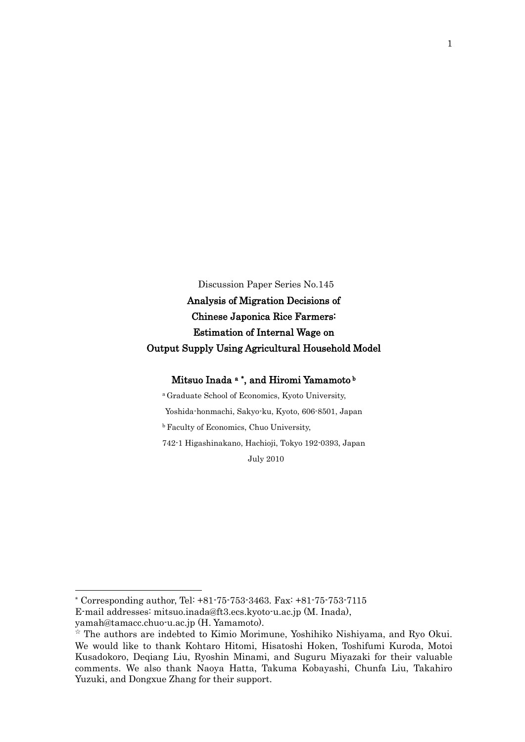Discussion Paper Series No.145

# Analysis of Migration Decisions of Chinese Japonica Rice Farmers: Estimation of Internal Wage on Output Supply Using Agricultural Household Model

**Mitsuo Inada [a] \*, and Hiromi Yamamoto [b]**

[a] Graduate School of Economics, Kyoto University,

Yoshida-honmachi, Sakyo-ku, Kyoto, 606-8501, Japan

[b] Faculty of Economics, Chuo University,

742-1 Higashinakano, Hachioji, Tokyo 192-0393, Japan

July 2010

---

\* Corresponding author, Tel: +81-75-753-3463. Fax: +81-75-753-7115
E-mail addresses: mitsuo.inada@ft3.ecs.kyoto-u.ac.jp (M. Inada),
yamah@tamacc.chuo-u.ac.jp (H. Yamamoto).

☆ The authors are indebted to Kimio Morimune, Yoshihiko Nishiyama, and Ryo Okui. We would like to thank Kohtaro Hitomi, Hisatoshi Hoken, Toshifumi Kuroda, Motoi Kusadokoro, Deqiang Liu, Ryoshin Minami, and Suguru Miyazaki for their valuable comments. We also thank Naoya Hatta, Takuma Kobayashi, Chunfa Liu, Takahiro Yuzuki, and Dongxue Zhang for their support.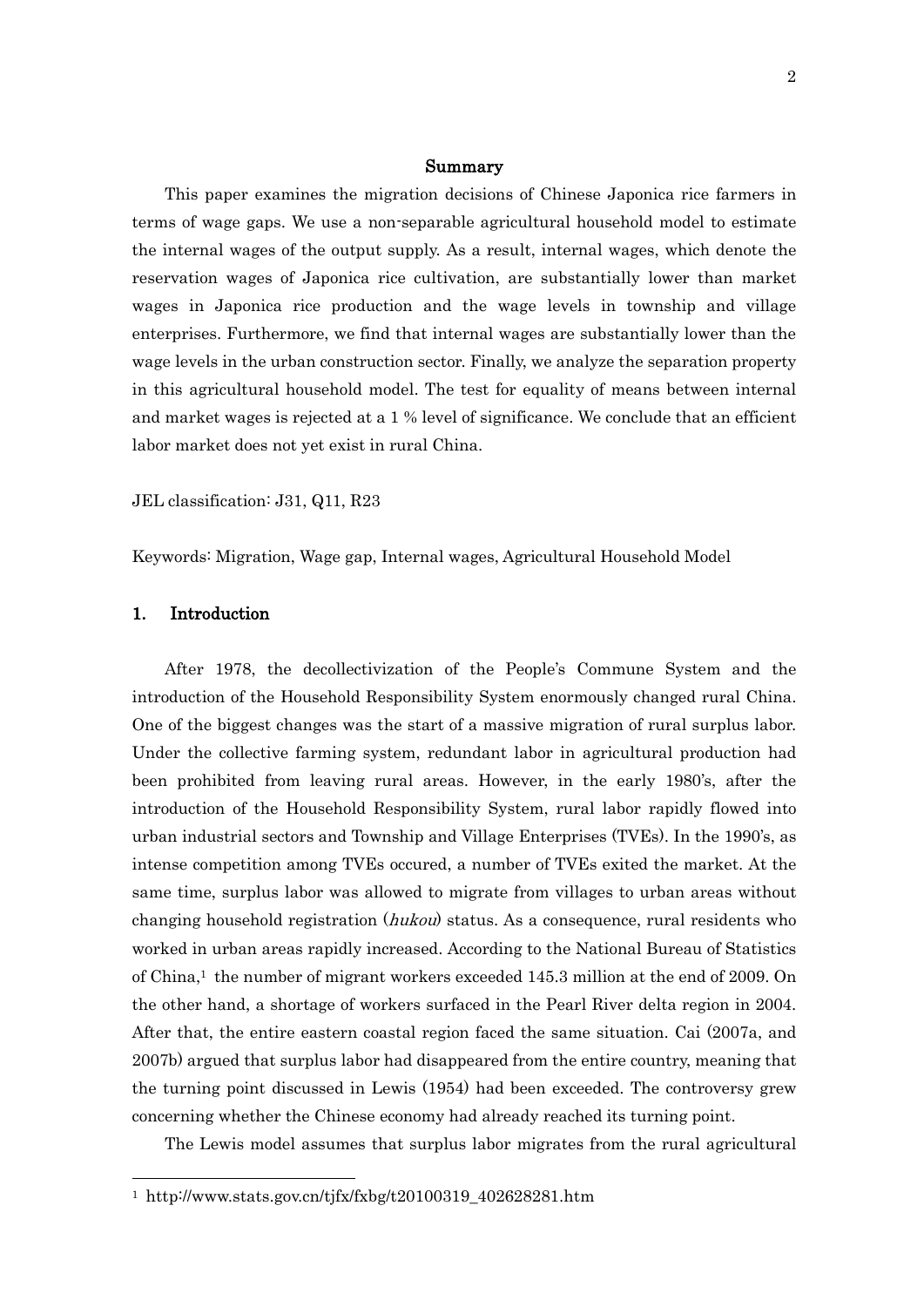## Summary

This paper examines the migration decisions of Chinese Japonica rice farmers in terms of wage gaps. We use a non-separable agricultural household model to estimate the internal wages of the output supply. As a result, internal wages, which denote the reservation wages of Japonica rice cultivation, are substantially lower than market wages in Japonica rice production and the wage levels in township and village enterprises. Furthermore, we find that internal wages are substantially lower than the wage levels in the urban construction sector. Finally, we analyze the separation property in this agricultural household model. The test for equality of means between internal and market wages is rejected at a 1 % level of significance. We conclude that an efficient labor market does not yet exist in rural China.

JEL classification: J31, Q11, R23

Keywords: Migration, Wage gap, Internal wages, Agricultural Household Model

## 1. Introduction

After 1978, the decollectivization of the People's Commune System and the introduction of the Household Responsibility System enormously changed rural China. One of the biggest changes was the start of a massive migration of rural surplus labor. Under the collective farming system, redundant labor in agricultural production had been prohibited from leaving rural areas. However, in the early 1980's, after the introduction of the Household Responsibility System, rural labor rapidly flowed into urban industrial sectors and Township and Village Enterprises (TVEs). In the 1990's, as intense competition among TVEs occured, a number of TVEs exited the market. At the same time, surplus labor was allowed to migrate from villages to urban areas without changing household registration (*hukou*) status. As a consequence, rural residents who worked in urban areas rapidly increased. According to the National Bureau of Statistics of China,[1] the number of migrant workers exceeded 145.3 million at the end of 2009. On the other hand, a shortage of workers surfaced in the Pearl River delta region in 2004. After that, the entire eastern coastal region faced the same situation. Cai (2007a, and 2007b) argued that surplus labor had disappeared from the entire country, meaning that the turning point discussed in Lewis (1954) had been exceeded. The controversy grew concerning whether the Chinese economy had already reached its turning point.

The Lewis model assumes that surplus labor migrates from the rural agricultural

[1] http://www.stats.gov.cn/tjfx/fxbg/t20100319_402628281.htm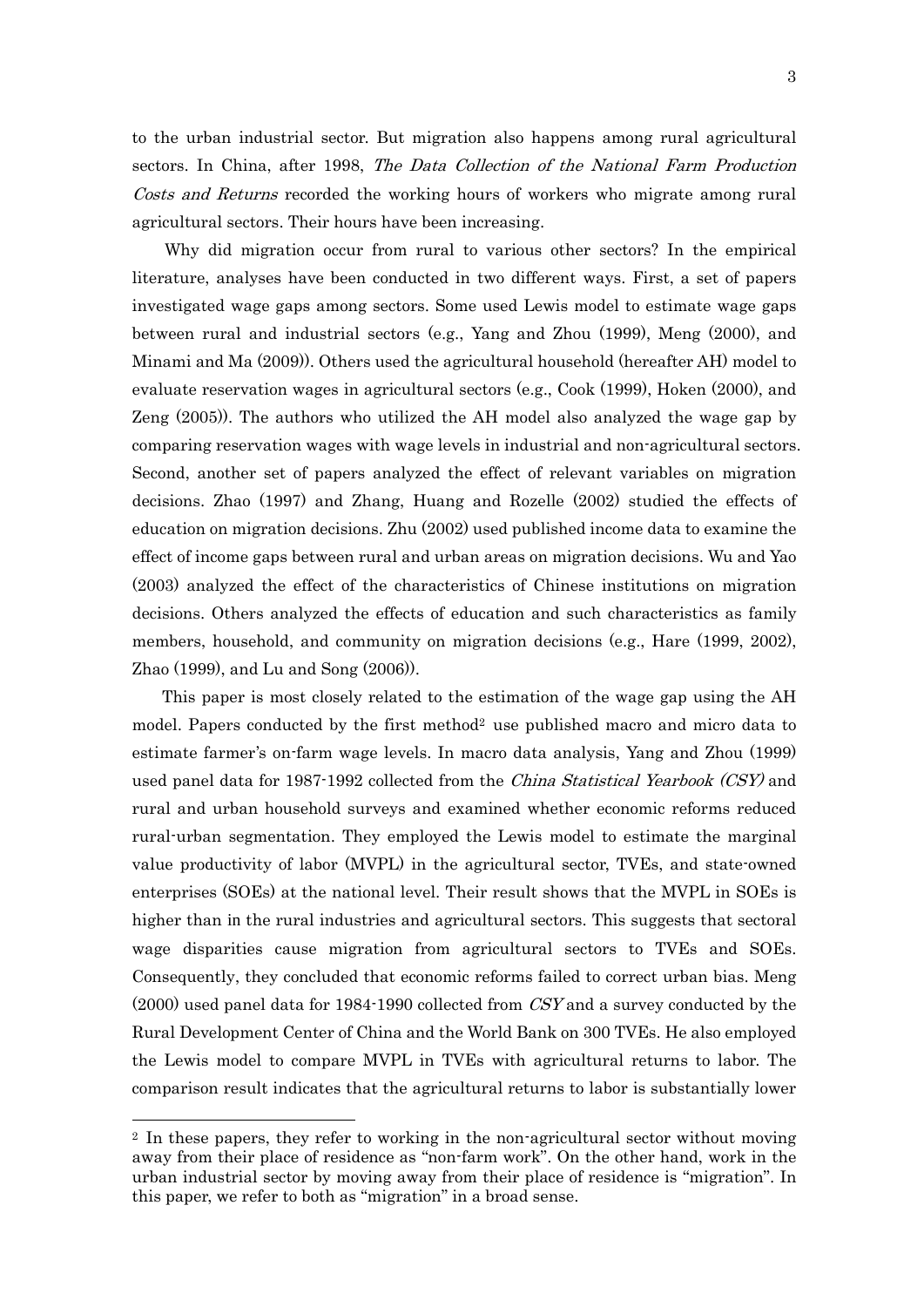to the urban industrial sector. But migration also happens among rural agricultural sectors. In China, after 1998, *The Data Collection of the National Farm Production Costs and Returns* recorded the working hours of workers who migrate among rural agricultural sectors. Their hours have been increasing.

Why did migration occur from rural to various other sectors? In the empirical literature, analyses have been conducted in two different ways. First, a set of papers investigated wage gaps among sectors. Some used Lewis model to estimate wage gaps between rural and industrial sectors (e.g., Yang and Zhou (1999), Meng (2000), and Minami and Ma (2009)). Others used the agricultural household (hereafter AH) model to evaluate reservation wages in agricultural sectors (e.g., Cook (1999), Hoken (2000), and Zeng (2005)). The authors who utilized the AH model also analyzed the wage gap by comparing reservation wages with wage levels in industrial and non-agricultural sectors. Second, another set of papers analyzed the effect of relevant variables on migration decisions. Zhao (1997) and Zhang, Huang and Rozelle (2002) studied the effects of education on migration decisions. Zhu (2002) used published income data to examine the effect of income gaps between rural and urban areas on migration decisions. Wu and Yao (2003) analyzed the effect of the characteristics of Chinese institutions on migration decisions. Others analyzed the effects of education and such characteristics as family members, household, and community on migration decisions (e.g., Hare (1999, 2002), Zhao (1999), and Lu and Song (2006)).

This paper is most closely related to the estimation of the wage gap using the AH model. Papers conducted by the first method[2] use published macro and micro data to estimate farmer's on-farm wage levels. In macro data analysis, Yang and Zhou (1999) used panel data for 1987-1992 collected from the *China Statistical Yearbook (CSY)* and rural and urban household surveys and examined whether economic reforms reduced rural-urban segmentation. They employed the Lewis model to estimate the marginal value productivity of labor (MVPL) in the agricultural sector, TVEs, and state-owned enterprises (SOEs) at the national level. Their result shows that the MVPL in SOEs is higher than in the rural industries and agricultural sectors. This suggests that sectoral wage disparities cause migration from agricultural sectors to TVEs and SOEs. Consequently, they concluded that economic reforms failed to correct urban bias. Meng (2000) used panel data for 1984-1990 collected from *CSY* and a survey conducted by the Rural Development Center of China and the World Bank on 300 TVEs. He also employed the Lewis model to compare MVPL in TVEs with agricultural returns to labor. The comparison result indicates that the agricultural returns to labor is substantially lower

[2] In these papers, they refer to working in the non-agricultural sector without moving away from their place of residence as "non-farm work". On the other hand, work in the urban industrial sector by moving away from their place of residence is "migration". In this paper, we refer to both as "migration" in a broad sense.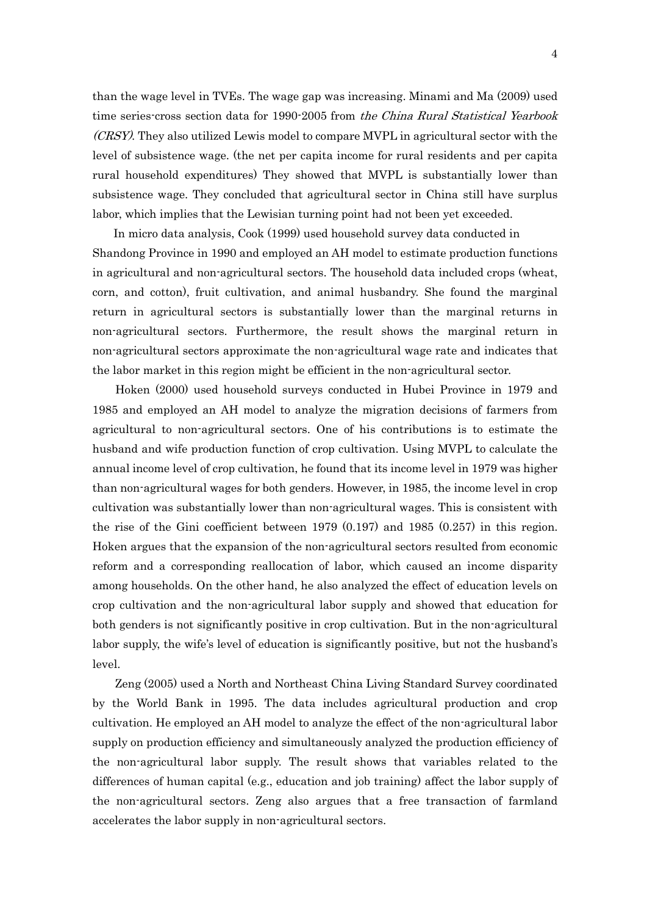than the wage level in TVEs. The wage gap was increasing. Minami and Ma (2009) used time series-cross section data for 1990-2005 from *the China Rural Statistical Yearbook (CRSY)*. They also utilized Lewis model to compare MVPL in agricultural sector with the level of subsistence wage. (the net per capita income for rural residents and per capita rural household expenditures) They showed that MVPL is substantially lower than subsistence wage. They concluded that agricultural sector in China still have surplus labor, which implies that the Lewisian turning point had not been yet exceeded.

In micro data analysis, Cook (1999) used household survey data conducted in Shandong Province in 1990 and employed an AH model to estimate production functions in agricultural and non-agricultural sectors. The household data included crops (wheat, corn, and cotton), fruit cultivation, and animal husbandry. She found the marginal return in agricultural sectors is substantially lower than the marginal returns in non-agricultural sectors. Furthermore, the result shows the marginal return in non-agricultural sectors approximate the non-agricultural wage rate and indicates that the labor market in this region might be efficient in the non-agricultural sector.

Hoken (2000) used household surveys conducted in Hubei Province in 1979 and 1985 and employed an AH model to analyze the migration decisions of farmers from agricultural to non-agricultural sectors. One of his contributions is to estimate the husband and wife production function of crop cultivation. Using MVPL to calculate the annual income level of crop cultivation, he found that its income level in 1979 was higher than non-agricultural wages for both genders. However, in 1985, the income level in crop cultivation was substantially lower than non-agricultural wages. This is consistent with the rise of the Gini coefficient between 1979 (0.197) and 1985 (0.257) in this region. Hoken argues that the expansion of the non-agricultural sectors resulted from economic reform and a corresponding reallocation of labor, which caused an income disparity among households. On the other hand, he also analyzed the effect of education levels on crop cultivation and the non-agricultural labor supply and showed that education for both genders is not significantly positive in crop cultivation. But in the non-agricultural labor supply, the wife's level of education is significantly positive, but not the husband's level.

Zeng (2005) used a North and Northeast China Living Standard Survey coordinated by the World Bank in 1995. The data includes agricultural production and crop cultivation. He employed an AH model to analyze the effect of the non-agricultural labor supply on production efficiency and simultaneously analyzed the production efficiency of the non-agricultural labor supply. The result shows that variables related to the differences of human capital (e.g., education and job training) affect the labor supply of the non-agricultural sectors. Zeng also argues that a free transaction of farmland accelerates the labor supply in non-agricultural sectors.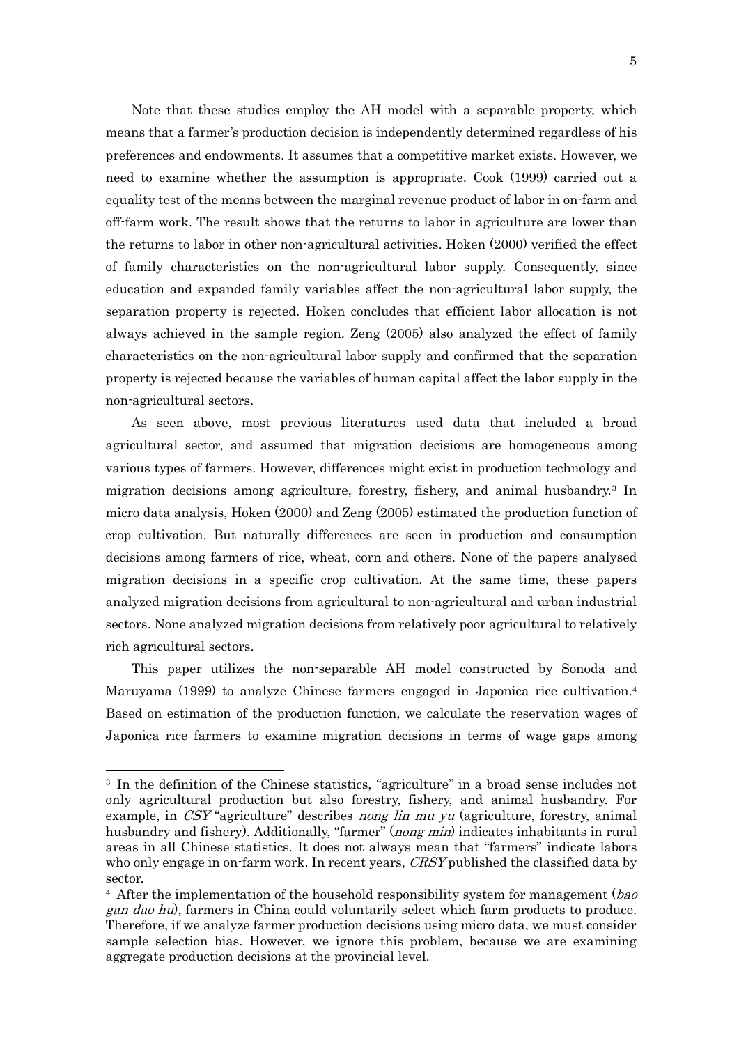Note that these studies employ the AH model with a separable property, which means that a farmer's production decision is independently determined regardless of his preferences and endowments. It assumes that a competitive market exists. However, we need to examine whether the assumption is appropriate. Cook (1999) carried out a equality test of the means between the marginal revenue product of labor in on-farm and off-farm work. The result shows that the returns to labor in agriculture are lower than the returns to labor in other non-agricultural activities. Hoken (2000) verified the effect of family characteristics on the non-agricultural labor supply. Consequently, since education and expanded family variables affect the non-agricultural labor supply, the separation property is rejected. Hoken concludes that efficient labor allocation is not always achieved in the sample region. Zeng (2005) also analyzed the effect of family characteristics on the non-agricultural labor supply and confirmed that the separation property is rejected because the variables of human capital affect the labor supply in the non-agricultural sectors.

As seen above, most previous literatures used data that included a broad agricultural sector, and assumed that migration decisions are homogeneous among various types of farmers. However, differences might exist in production technology and migration decisions among agriculture, forestry, fishery, and animal husbandry.[3] In micro data analysis, Hoken (2000) and Zeng (2005) estimated the production function of crop cultivation. But naturally differences are seen in production and consumption decisions among farmers of rice, wheat, corn and others. None of the papers analysed migration decisions in a specific crop cultivation. At the same time, these papers analyzed migration decisions from agricultural to non-agricultural and urban industrial sectors. None analyzed migration decisions from relatively poor agricultural to relatively rich agricultural sectors.

This paper utilizes the non-separable AH model constructed by Sonoda and Maruyama (1999) to analyze Chinese farmers engaged in Japonica rice cultivation.[4] Based on estimation of the production function, we calculate the reservation wages of Japonica rice farmers to examine migration decisions in terms of wage gaps among

---

[3] In the definition of the Chinese statistics, "agriculture" in a broad sense includes not only agricultural production but also forestry, fishery, and animal husbandry. For example, in *CSY* "agriculture" describes *nong lin mu yu* (agriculture, forestry, animal husbandry and fishery). Additionally, "farmer" (*nong min*) indicates inhabitants in rural areas in all Chinese statistics. It does not always mean that "farmers" indicate labors who only engage in on-farm work. In recent years, *CRSY* published the classified data by sector.

[4] After the implementation of the household responsibility system for management (*bao gan dao hu*), farmers in China could voluntarily select which farm products to produce. Therefore, if we analyze farmer production decisions using micro data, we must consider sample selection bias. However, we ignore this problem, because we are examining aggregate production decisions at the provincial level.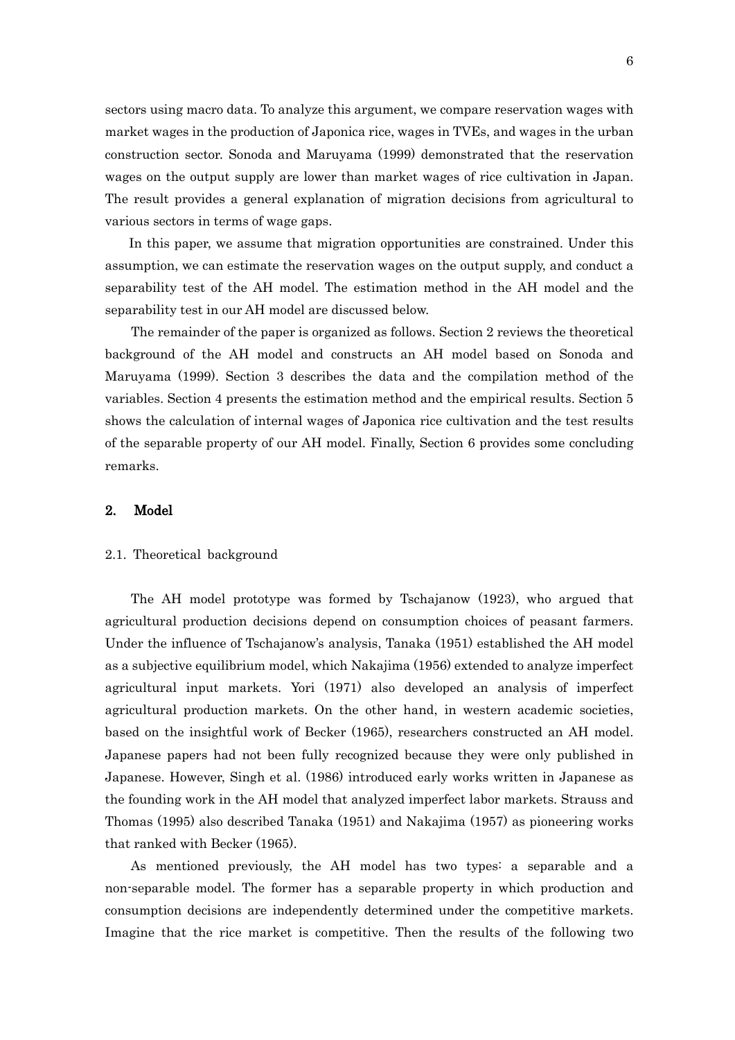sectors using macro data. To analyze this argument, we compare reservation wages with market wages in the production of Japonica rice, wages in TVEs, and wages in the urban construction sector. Sonoda and Maruyama (1999) demonstrated that the reservation wages on the output supply are lower than market wages of rice cultivation in Japan. The result provides a general explanation of migration decisions from agricultural to various sectors in terms of wage gaps.

In this paper, we assume that migration opportunities are constrained. Under this assumption, we can estimate the reservation wages on the output supply, and conduct a separability test of the AH model. The estimation method in the AH model and the separability test in our AH model are discussed below.

The remainder of the paper is organized as follows. Section 2 reviews the theoretical background of the AH model and constructs an AH model based on Sonoda and Maruyama (1999). Section 3 describes the data and the compilation method of the variables. Section 4 presents the estimation method and the empirical results. Section 5 shows the calculation of internal wages of Japonica rice cultivation and the test results of the separable property of our AH model. Finally, Section 6 provides some concluding remarks.

## 2. Model

### 2.1. Theoretical background

The AH model prototype was formed by Tschajanow (1923), who argued that agricultural production decisions depend on consumption choices of peasant farmers. Under the influence of Tschajanow's analysis, Tanaka (1951) established the AH model as a subjective equilibrium model, which Nakajima (1956) extended to analyze imperfect agricultural input markets. Yori (1971) also developed an analysis of imperfect agricultural production markets. On the other hand, in western academic societies, based on the insightful work of Becker (1965), researchers constructed an AH model. Japanese papers had not been fully recognized because they were only published in Japanese. However, Singh et al. (1986) introduced early works written in Japanese as the founding work in the AH model that analyzed imperfect labor markets. Strauss and Thomas (1995) also described Tanaka (1951) and Nakajima (1957) as pioneering works that ranked with Becker (1965).

As mentioned previously, the AH model has two types: a separable and a non-separable model. The former has a separable property in which production and consumption decisions are independently determined under the competitive markets. Imagine that the rice market is competitive. Then the results of the following two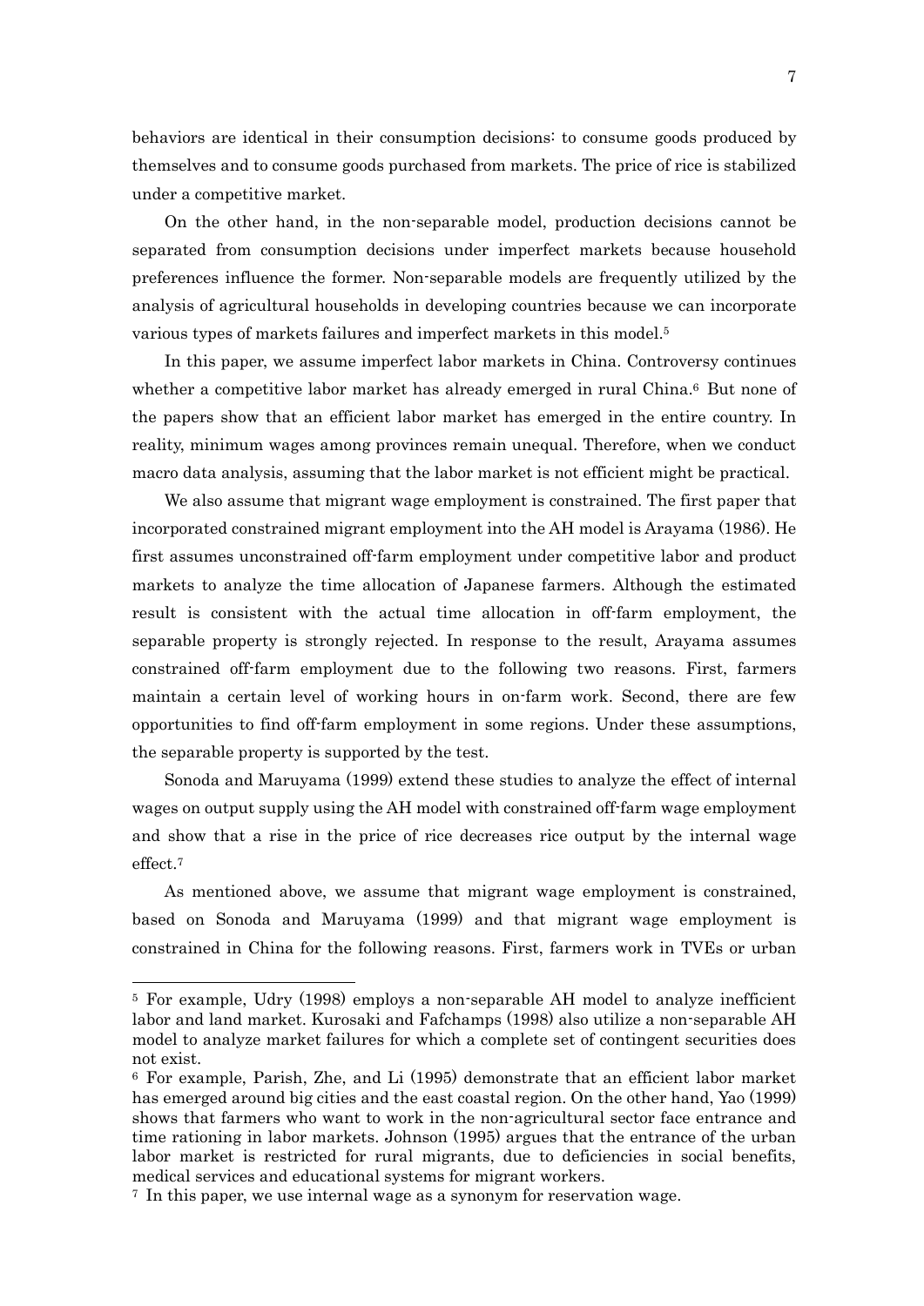behaviors are identical in their consumption decisions: to consume goods produced by themselves and to consume goods purchased from markets. The price of rice is stabilized under a competitive market.

On the other hand, in the non-separable model, production decisions cannot be separated from consumption decisions under imperfect markets because household preferences influence the former. Non-separable models are frequently utilized by the analysis of agricultural households in developing countries because we can incorporate various types of markets failures and imperfect markets in this model.[5]

In this paper, we assume imperfect labor markets in China. Controversy continues whether a competitive labor market has already emerged in rural China.[6] But none of the papers show that an efficient labor market has emerged in the entire country. In reality, minimum wages among provinces remain unequal. Therefore, when we conduct macro data analysis, assuming that the labor market is not efficient might be practical.

We also assume that migrant wage employment is constrained. The first paper that incorporated constrained migrant employment into the AH model is Arayama (1986). He first assumes unconstrained off-farm employment under competitive labor and product markets to analyze the time allocation of Japanese farmers. Although the estimated result is consistent with the actual time allocation in off-farm employment, the separable property is strongly rejected. In response to the result, Arayama assumes constrained off-farm employment due to the following two reasons. First, farmers maintain a certain level of working hours in on-farm work. Second, there are few opportunities to find off-farm employment in some regions. Under these assumptions, the separable property is supported by the test.

Sonoda and Maruyama (1999) extend these studies to analyze the effect of internal wages on output supply using the AH model with constrained off-farm wage employment and show that a rise in the price of rice decreases rice output by the internal wage effect.[7]

As mentioned above, we assume that migrant wage employment is constrained, based on Sonoda and Maruyama (1999) and that migrant wage employment is constrained in China for the following reasons. First, farmers work in TVEs or urban

[5] For example, Udry (1998) employs a non-separable AH model to analyze inefficient labor and land market. Kurosaki and Fafchamps (1998) also utilize a non-separable AH model to analyze market failures for which a complete set of contingent securities does not exist.

[6] For example, Parish, Zhe, and Li (1995) demonstrate that an efficient labor market has emerged around big cities and the east coastal region. On the other hand, Yao (1999) shows that farmers who want to work in the non-agricultural sector face entrance and time rationing in labor markets. Johnson (1995) argues that the entrance of the urban labor market is restricted for rural migrants, due to deficiencies in social benefits, medical services and educational systems for migrant workers.

[7] In this paper, we use internal wage as a synonym for reservation wage.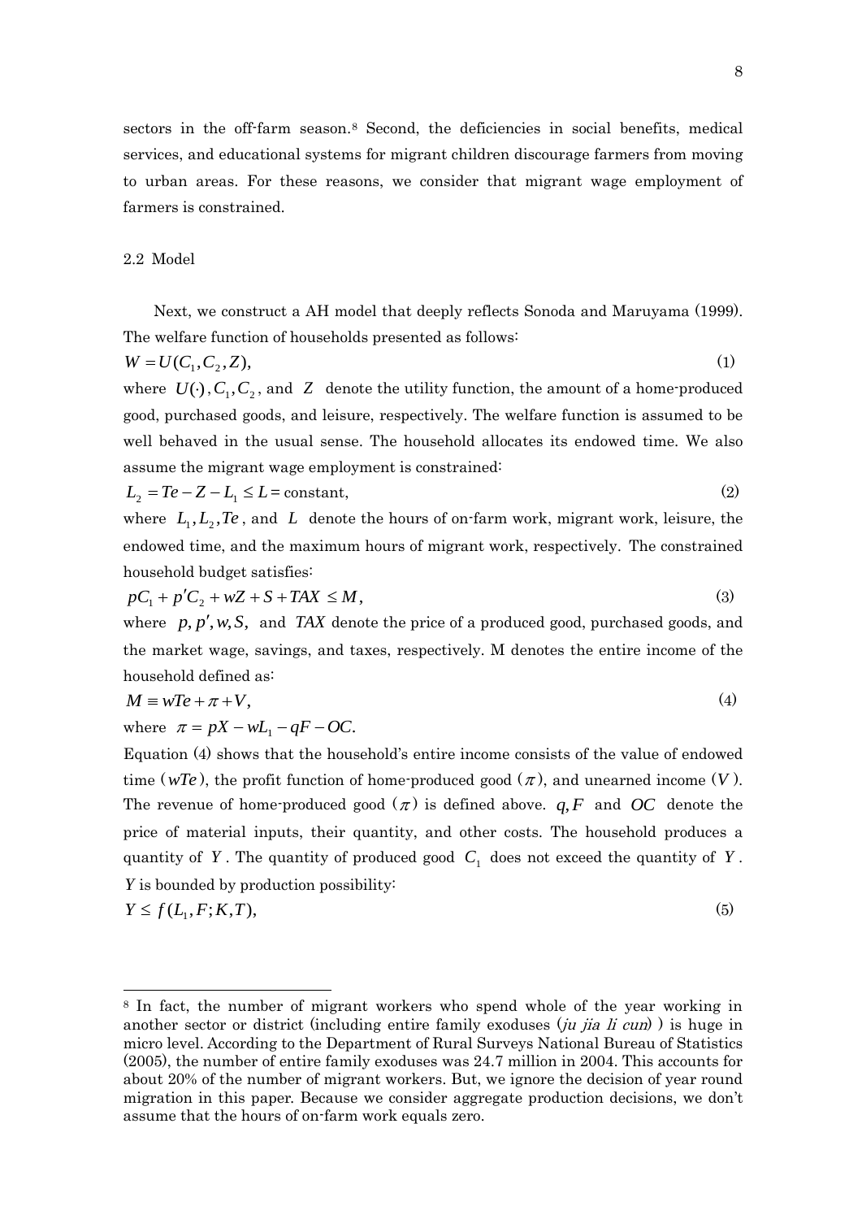sectors in the off-farm season.[8] Second, the deficiencies in social benefits, medical services, and educational systems for migrant children discourage farmers from moving to urban areas. For these reasons, we consider that migrant wage employment of farmers is constrained.

### 2.2 Model

Next, we construct a AH model that deeply reflects Sonoda and Maruyama (1999). The welfare function of households presented as follows:

$$W = U(C_1, C_2, Z), \tag{1}$$

where $U(\cdot), C_1, C_2$, and $Z$ denote the utility function, the amount of a home-produced good, purchased goods, and leisure, respectively. The welfare function is assumed to be well behaved in the usual sense. The household allocates its endowed time. We also assume the migrant wage employment is constrained:

$$L_2 = Te - Z - L_1 \leq L = \text{constant}, \tag{2}$$

where $L_1, L_2, Te$, and $L$ denote the hours of on-farm work, migrant work, leisure, the endowed time, and the maximum hours of migrant work, respectively. The constrained household budget satisfies:

$$pC_1 + p'C_2 + wZ + S + TAX \leq M, \tag{3}$$

where $p, p', w, S,$ and $TAX$ denote the price of a produced good, purchased goods, and the market wage, savings, and taxes, respectively. M denotes the entire income of the household defined as:

$$M \equiv wTe + \pi + V, \tag{4}$$

where $\pi = pX - wL_1 - qF - OC.$

Equation (4) shows that the household's entire income consists of the value of endowed time ($wTe$), the profit function of home-produced good ($\pi$), and unearned income ($V$). The revenue of home-produced good ($\pi$) is defined above. $q, F$ and $OC$ denote the price of material inputs, their quantity, and other costs. The household produces a quantity of $Y$. The quantity of produced good $C_1$ does not exceed the quantity of $Y$. $Y$ is bounded by production possibility:

$$Y \leq f(L_1, F; K, T), \tag{5}$$

---

[8] In fact, the number of migrant workers who spend whole of the year working in another sector or district (including entire family exoduses (*ju jia li cun*) ) is huge in micro level. According to the Department of Rural Surveys National Bureau of Statistics (2005), the number of entire family exoduses was 24.7 million in 2004. This accounts for about 20% of the number of migrant workers. But, we ignore the decision of year round migration in this paper. Because we consider aggregate production decisions, we don't assume that the hours of on-farm work equals zero.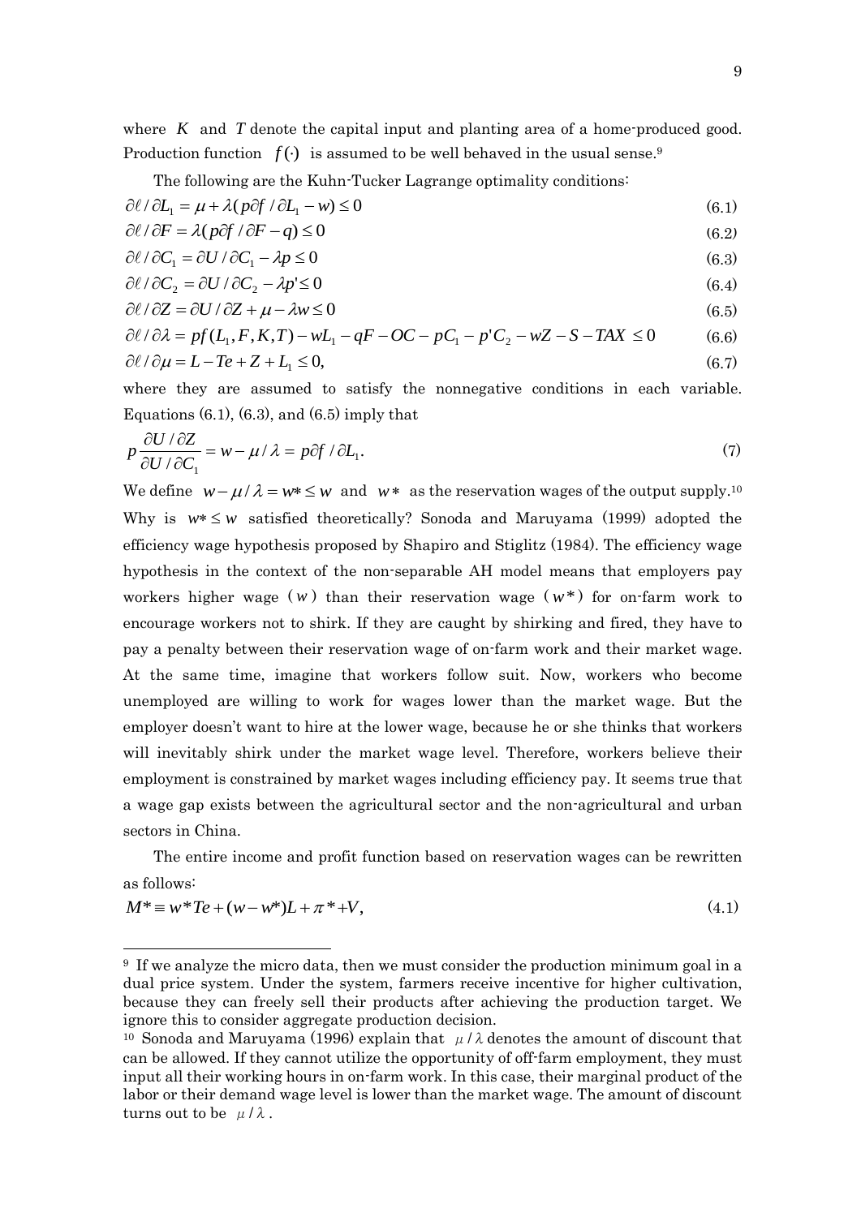where $K$ and $T$ denote the capital input and planting area of a home-produced good. Production function $f(\cdot)$ is assumed to be well behaved in the usual sense.[9]

The following are the Kuhn-Tucker Lagrange optimality conditions:

$$\partial \ell / \partial L_1 = \mu + \lambda(p\partial f / \partial L_1 - w) \leq 0 \tag{6.1}$$

$$\partial \ell / \partial F = \lambda(p\partial f / \partial F - q) \leq 0 \tag{6.2}$$

$$\partial \ell / \partial C_1 = \partial U / \partial C_1 - \lambda p \leq 0 \tag{6.3}$$

$$\partial \ell / \partial C_2 = \partial U / \partial C_2 - \lambda p' \leq 0 \tag{6.4}$$

$$\partial \ell / \partial Z = \partial U / \partial Z + \mu - \lambda w \leq 0 \tag{6.5}$$

$$\partial \ell / \partial \lambda = pf(L_1, F, K, T) - wL_1 - qF - OC - pC_1 - p'C_2 - wZ - S - TAX \leq 0 \tag{6.6}$$

$$\partial \ell / \partial \mu = L - Te + Z + L_1 \leq 0, \tag{6.7}$$

where they are assumed to satisfy the nonnegative conditions in each variable. Equations (6.1), (6.3), and (6.5) imply that

$$p\frac{\partial U / \partial Z}{\partial U / \partial C_1} = w - \mu / \lambda = p\partial f / \partial L_1. \tag{7}$$

We define $w - \mu / \lambda = w* \leq w$ and $w*$ as the reservation wages of the output supply.[10] Why is $w* \leq w$ satisfied theoretically? Sonoda and Maruyama (1999) adopted the efficiency wage hypothesis proposed by Shapiro and Stiglitz (1984). The efficiency wage hypothesis in the context of the non-separable AH model means that employers pay workers higher wage ($w$) than their reservation wage ($w*$) for on-farm work to encourage workers not to shirk. If they are caught by shirking and fired, they have to pay a penalty between their reservation wage of on-farm work and their market wage. At the same time, imagine that workers follow suit. Now, workers who become unemployed are willing to work for wages lower than the market wage. But the employer doesn't want to hire at the lower wage, because he or she thinks that workers will inevitably shirk under the market wage level. Therefore, workers believe their employment is constrained by market wages including efficiency pay. It seems true that a wage gap exists between the agricultural sector and the non-agricultural and urban sectors in China.

The entire income and profit function based on reservation wages can be rewritten as follows:

$$M* \equiv w*Te + (w - w*)L + \pi* + V, \tag{4.1}$$

---

[9] If we analyze the micro data, then we must consider the production minimum goal in a dual price system. Under the system, farmers receive incentive for higher cultivation, because they can freely sell their products after achieving the production target. We ignore this to consider aggregate production decision.

[10] Sonoda and Maruyama (1996) explain that $\mu / \lambda$ denotes the amount of discount that can be allowed. If they cannot utilize the opportunity of off-farm employment, they must input all their working hours in on-farm work. In this case, their marginal product of the labor or their demand wage level is lower than the market wage. The amount of discount turns out to be $\mu / \lambda$.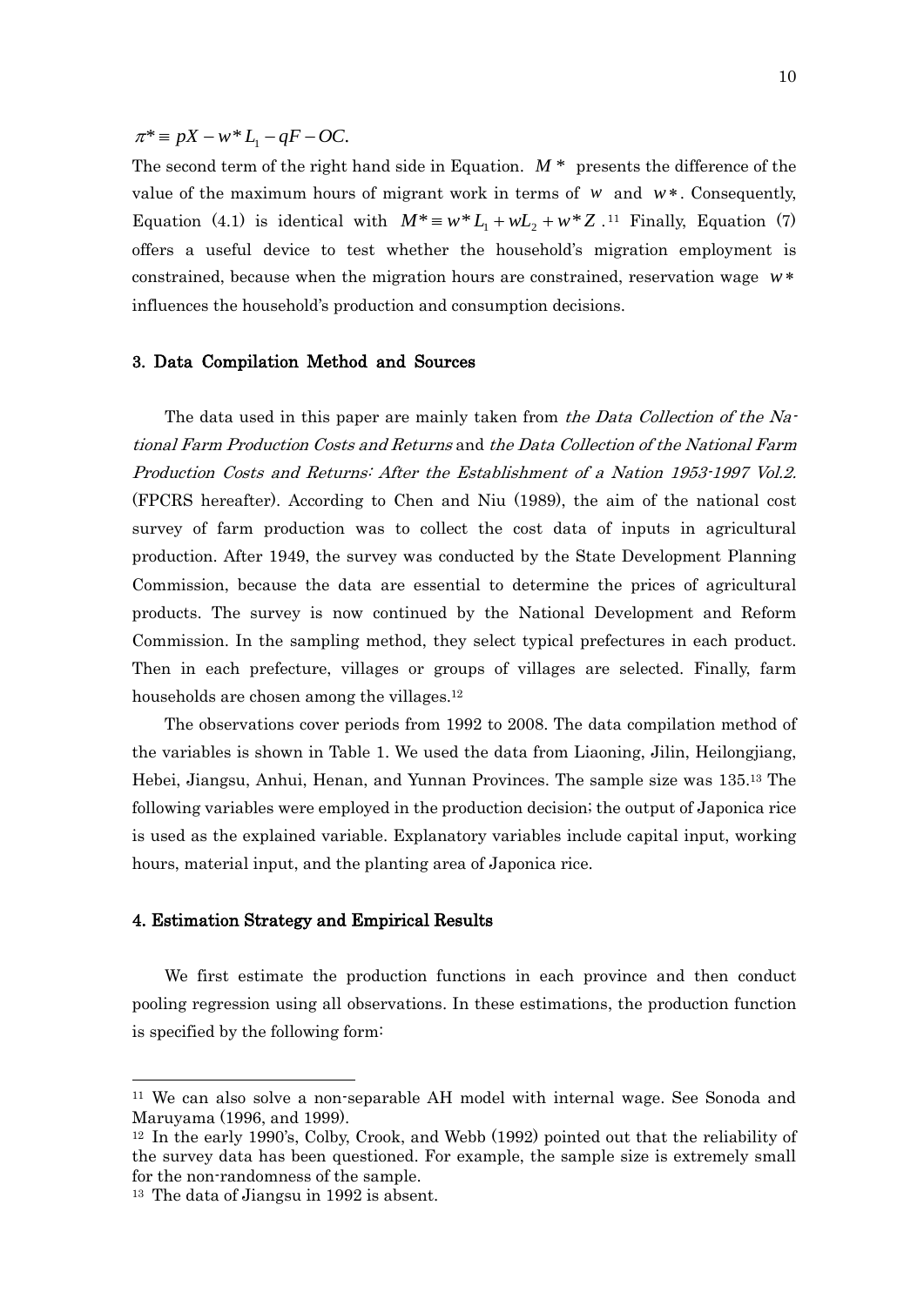$\pi^* \equiv pX - w^* L_1 - qF - OC.$

The second term of the right hand side in Equation. $M^*$ presents the difference of the value of the maximum hours of migrant work in terms of $w$ and $w^*$. Consequently, Equation (4.1) is identical with $M^* \equiv w^* L_1 + wL_2 + w^* Z$.[11] Finally, Equation (7) offers a useful device to test whether the household's migration employment is constrained, because when the migration hours are constrained, reservation wage $w^*$ influences the household's production and consumption decisions.

## 3. Data Compilation Method and Sources

The data used in this paper are mainly taken from *the Data Collection of the National Farm Production Costs and Returns* and *the Data Collection of the National Farm Production Costs and Returns: After the Establishment of a Nation 1953-1997 Vol.2.* (FPCRS hereafter). According to Chen and Niu (1989), the aim of the national cost survey of farm production was to collect the cost data of inputs in agricultural production. After 1949, the survey was conducted by the State Development Planning Commission, because the data are essential to determine the prices of agricultural products. The survey is now continued by the National Development and Reform Commission. In the sampling method, they select typical prefectures in each product. Then in each prefecture, villages or groups of villages are selected. Finally, farm households are chosen among the villages.[12]

The observations cover periods from 1992 to 2008. The data compilation method of the variables is shown in Table 1. We used the data from Liaoning, Jilin, Heilongjiang, Hebei, Jiangsu, Anhui, Henan, and Yunnan Provinces. The sample size was 135.[13] The following variables were employed in the production decision; the output of Japonica rice is used as the explained variable. Explanatory variables include capital input, working hours, material input, and the planting area of Japonica rice.

## 4. Estimation Strategy and Empirical Results

We first estimate the production functions in each province and then conduct pooling regression using all observations. In these estimations, the production function is specified by the following form:

---

[11] We can also solve a non-separable AH model with internal wage. See Sonoda and Maruyama (1996, and 1999).

[12] In the early 1990's, Colby, Crook, and Webb (1992) pointed out that the reliability of the survey data has been questioned. For example, the sample size is extremely small for the non-randomness of the sample.

[13] The data of Jiangsu in 1992 is absent.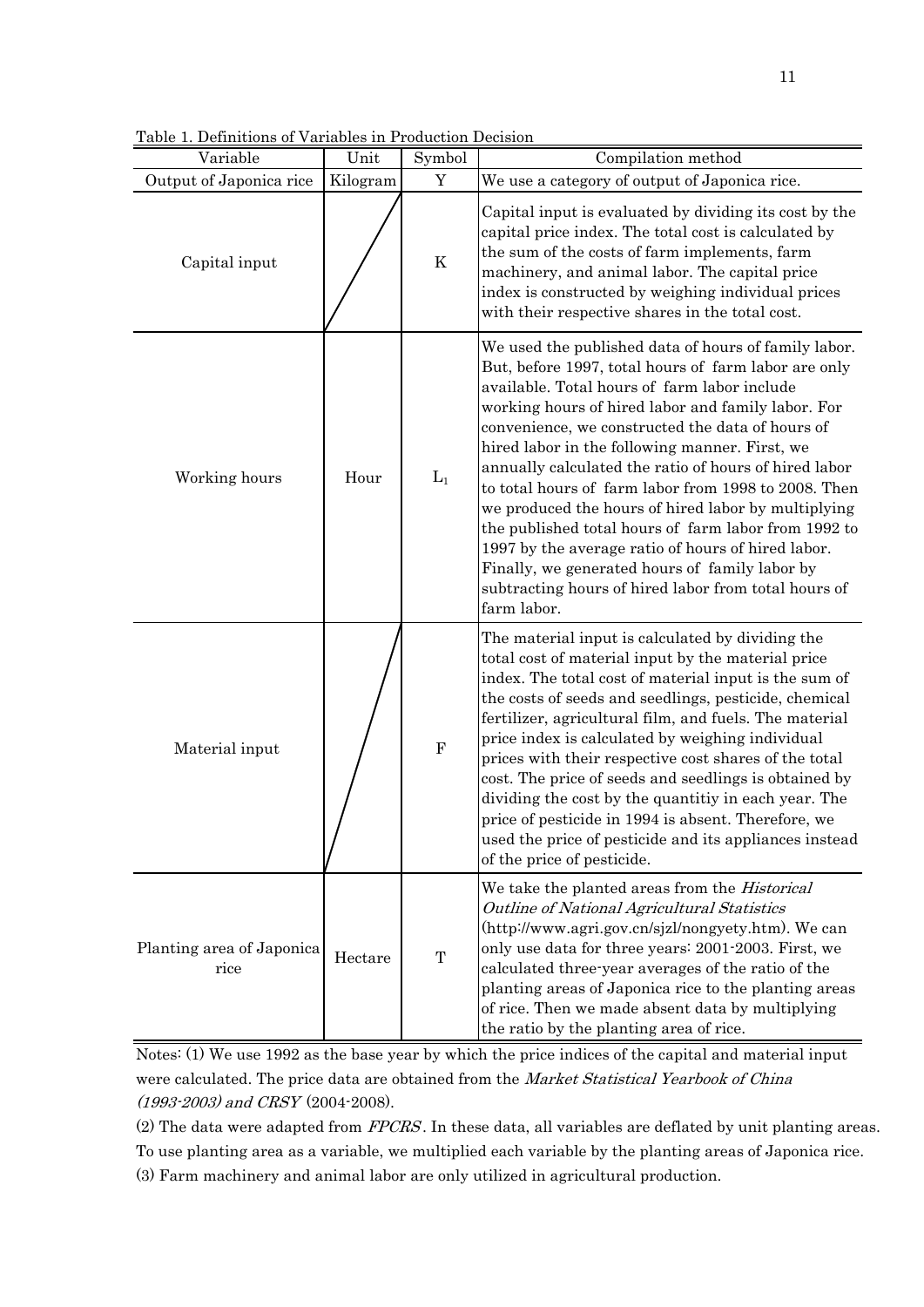Table 1. Definitions of Variables in Production Decision

| Variable | Unit | Symbol | Compilation method |
|---|---|---|---|
| Output of Japonica rice | Kilogram | Y | We use a category of output of Japonica rice. |
| Capital input | | K | Capital input is evaluated by dividing its cost by the capital price index. The total cost is calculated by the sum of the costs of farm implements, farm machinery, and animal labor. The capital price index is constructed by weighing individual prices with their respective shares in the total cost. |
| Working hours | Hour | $L_1$ | We used the published data of hours of family labor. But, before 1997, total hours of farm labor are only available. Total hours of farm labor include working hours of hired labor and family labor. For convenience, we constructed the data of hours of hired labor in the following manner. First, we annually calculated the ratio of hours of hired labor to total hours of farm labor from 1998 to 2008. Then we produced the hours of hired labor by multiplying the published total hours of farm labor from 1992 to 1997 by the average ratio of hours of hired labor. Finally, we generated hours of family labor by subtracting hours of hired labor from total hours of farm labor. |
| Material input | | F | The material input is calculated by dividing the total cost of material input by the material price index. The total cost of material input is the sum of the costs of seeds and seedlings, pesticide, chemical fertilizer, agricultural film, and fuels. The material price index is calculated by weighing individual prices with their respective cost shares of the total cost. The price of seeds and seedlings is obtained by dividing the cost by the quantitiy in each year. The price of pesticide in 1994 is absent. Therefore, we used the price of pesticide and its appliances instead of the price of pesticide. |
| Planting area of Japonica rice | Hectare | T | We take the planted areas from the *Historical Outline of National Agricultural Statistics* (http://www.agri.gov.cn/sjzl/nongyety.htm). We can only use data for three years: 2001-2003. First, we calculated three-year averages of the ratio of the planting areas of Japonica rice to the planting areas of rice. Then we made absent data by multiplying the ratio by the planting area of rice. |

Notes: (1) We use 1992 as the base year by which the price indices of the capital and material input were calculated. The price data are obtained from the *Market Statistical Yearbook of China (1993-2003) and CRSY* (2004-2008).

(2) The data were adapted from *FPCRS*. In these data, all variables are deflated by unit planting areas. To use planting area as a variable, we multiplied each variable by the planting areas of Japonica rice.

(3) Farm machinery and animal labor are only utilized in agricultural production.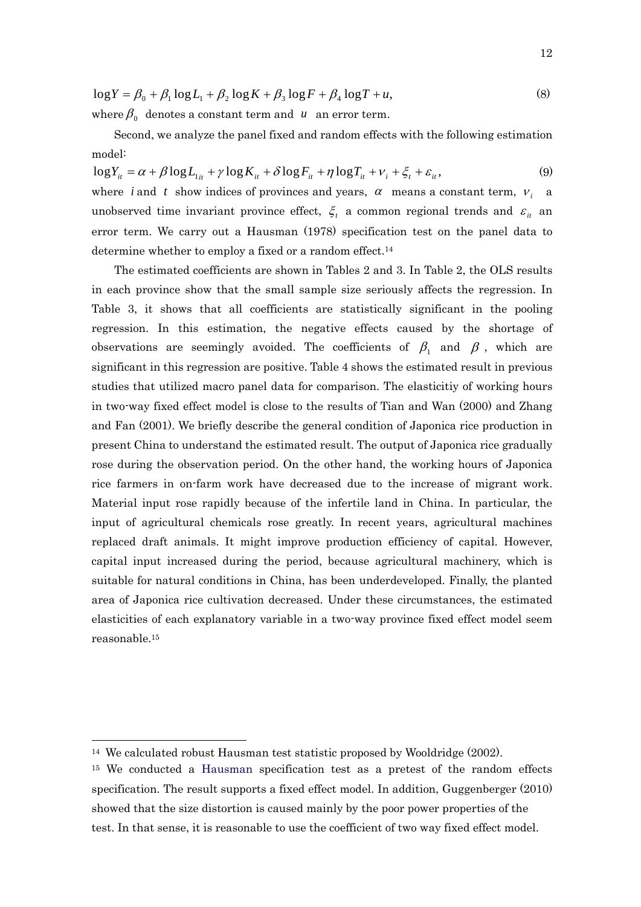$$\log Y = \beta_0 + \beta_1 \log L_1 + \beta_2 \log K + \beta_3 \log F + \beta_4 \log T + u, \tag{8}$$

where $\beta_0$ denotes a constant term and $u$ an error term.

Second, we analyze the panel fixed and random effects with the following estimation model:

$$\log Y_{it} = \alpha + \beta \log L_{1it} + \gamma \log K_{it} + \delta \log F_{it} + \eta \log T_{it} + \nu_i + \xi_t + \varepsilon_{it}, \tag{9}$$

where $i$ and $t$ show indices of provinces and years, $\alpha$ means a constant term, $\nu_i$ a unobserved time invariant province effect, $\xi_t$ a common regional trends and $\varepsilon_{it}$ an error term. We carry out a Hausman (1978) specification test on the panel data to determine whether to employ a fixed or a random effect.[14]

The estimated coefficients are shown in Tables 2 and 3. In Table 2, the OLS results in each province show that the small sample size seriously affects the regression. In Table 3, it shows that all coefficients are statistically significant in the pooling regression. In this estimation, the negative effects caused by the shortage of observations are seemingly avoided. The coefficients of $\beta_1$ and $\beta$, which are significant in this regression are positive. Table 4 shows the estimated result in previous studies that utilized macro panel data for comparison. The elasticitiy of working hours in two-way fixed effect model is close to the results of Tian and Wan (2000) and Zhang and Fan (2001). We briefly describe the general condition of Japonica rice production in present China to understand the estimated result. The output of Japonica rice gradually rose during the observation period. On the other hand, the working hours of Japonica rice farmers in on-farm work have decreased due to the increase of migrant work. Material input rose rapidly because of the infertile land in China. In particular, the input of agricultural chemicals rose greatly. In recent years, agricultural machines replaced draft animals. It might improve production efficiency of capital. However, capital input increased during the period, because agricultural machinery, which is suitable for natural conditions in China, has been underdeveloped. Finally, the planted area of Japonica rice cultivation decreased. Under these circumstances, the estimated elasticities of each explanatory variable in a two-way province fixed effect model seem reasonable.[15]

---

[14] We calculated robust Hausman test statistic proposed by Wooldridge (2002).

[15] We conducted a Hausman specification test as a pretest of the random effects specification. The result supports a fixed effect model. In addition, Guggenberger (2010) showed that the size distortion is caused mainly by the poor power properties of the test. In that sense, it is reasonable to use the coefficient of two way fixed effect model.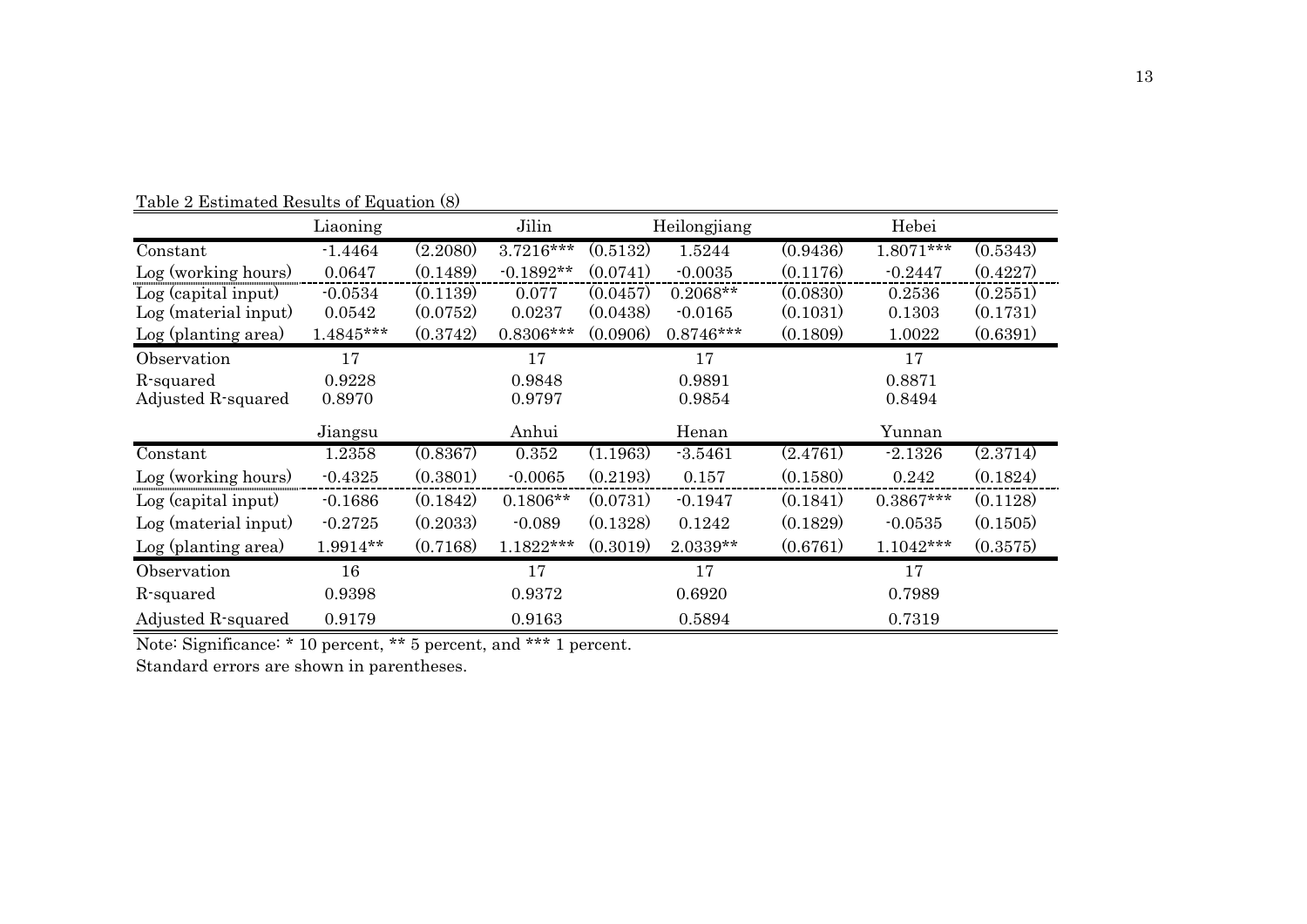Table 2 Estimated Results of Equation (8)

| | Liaoning | | Jilin | | Heilongjiang | | Hebei | |
|---|---|---|---|---|---|---|---|---|
| Constant | -1.4464 | (2.2080) | 3.7216*** | (0.5132) | 1.5244 | (0.9436) | 1.8071*** | (0.5343) |
| Log (working hours) | 0.0647 | (0.1489) | -0.1892** | (0.0741) | -0.0035 | (0.1176) | -0.2447 | (0.4227) |
| Log (capital input) | -0.0534 | (0.1139) | 0.077 | (0.0457) | 0.2068** | (0.0830) | 0.2536 | (0.2551) |
| Log (material input) | 0.0542 | (0.0752) | 0.0237 | (0.0438) | -0.0165 | (0.1031) | 0.1303 | (0.1731) |
| Log (planting area) | 1.4845*** | (0.3742) | 0.8306*** | (0.0906) | 0.8746*** | (0.1809) | 1.0022 | (0.6391) |
| Observation | 17 | | 17 | | 17 | | 17 | |
| R-squared | 0.9228 | | 0.9848 | | 0.9891 | | 0.8871 | |
| Adjusted R-squared | 0.8970 | | 0.9797 | | 0.9854 | | 0.8494 | |
| | Jiangsu | | Anhui | | Henan | | Yunnan | |
| Constant | 1.2358 | (0.8367) | 0.352 | (1.1963) | -3.5461 | (2.4761) | -2.1326 | (2.3714) |
| Log (working hours) | -0.4325 | (0.3801) | -0.0065 | (0.2193) | 0.157 | (0.1580) | 0.242 | (0.1824) |
| Log (capital input) | -0.1686 | (0.1842) | 0.1806** | (0.0731) | -0.1947 | (0.1841) | 0.3867*** | (0.1128) |
| Log (material input) | -0.2725 | (0.2033) | -0.089 | (0.1328) | 0.1242 | (0.1829) | -0.0535 | (0.1505) |
| Log (planting area) | 1.9914** | (0.7168) | 1.1822*** | (0.3019) | 2.0339** | (0.6761) | 1.1042*** | (0.3575) |
| Observation | 16 | | 17 | | 17 | | 17 | |
| R-squared | 0.9398 | | 0.9372 | | 0.6920 | | 0.7989 | |
| Adjusted R-squared | 0.9179 | | 0.9163 | | 0.5894 | | 0.7319 | |

Note: Significance: * 10 percent, ** 5 percent, and *** 1 percent.

Standard errors are shown in parentheses.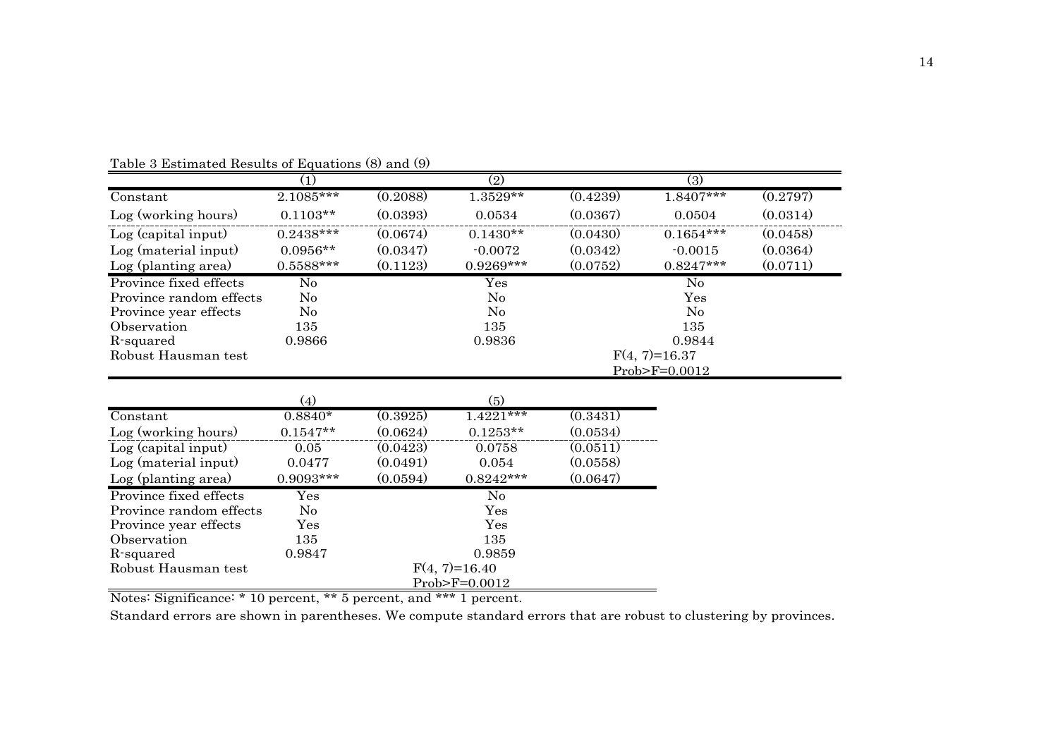Table 3 Estimated Results of Equations (8) and (9)

| | (1) | | (2) | | (3) | |
|---|---|---|---|---|---|---|
| Constant | 2.1085*** | (0.2088) | 1.3529** | (0.4239) | 1.8407*** | (0.2797) |
| Log (working hours) | 0.1103** | (0.0393) | 0.0534 | (0.0367) | 0.0504 | (0.0314) |
| Log (capital input) | 0.2438*** | (0.0674) | 0.1430** | (0.0430) | 0.1654*** | (0.0458) |
| Log (material input) | 0.0956** | (0.0347) | -0.0072 | (0.0342) | -0.0015 | (0.0364) |
| Log (planting area) | 0.5588*** | (0.1123) | 0.9269*** | (0.0752) | 0.8247*** | (0.0711) |
| Province fixed effects | No | | Yes | | No | |
| Province random effects | No | | No | | Yes | |
| Province year effects | No | | No | | No | |
| Observation | 135 | | 135 | | 135 | |
| R-squared | 0.9866 | | 0.9836 | | 0.9844 | |
| Robust Hausman test | | | | | $F(4, 7)=16.37$ Prob>F=0.0012 | |

| | (4) | | (5) | |
|---|---|---|---|---|
| Constant | 0.8840* | (0.3925) | 1.4221*** | (0.3431) |
| Log (working hours) | 0.1547** | (0.0624) | 0.1253** | (0.0534) |
| Log (capital input) | 0.05 | (0.0423) | 0.0758 | (0.0511) |
| Log (material input) | 0.0477 | (0.0491) | 0.054 | (0.0558) |
| Log (planting area) | 0.9093*** | (0.0594) | 0.8242*** | (0.0647) |
| Province fixed effects | Yes | | No | |
| Province random effects | No | | Yes | |
| Province year effects | Yes | | Yes | |
| Observation | 135 | | 135 | |
| R-squared | 0.9847 | | 0.9859 | |
| Robust Hausman test | | | $F(4, 7)=16.40$ Prob>F=0.0012 | |

Notes: Significance: * 10 percent, ** 5 percent, and *** 1 percent.

Standard errors are shown in parentheses. We compute standard errors that are robust to clustering by provinces.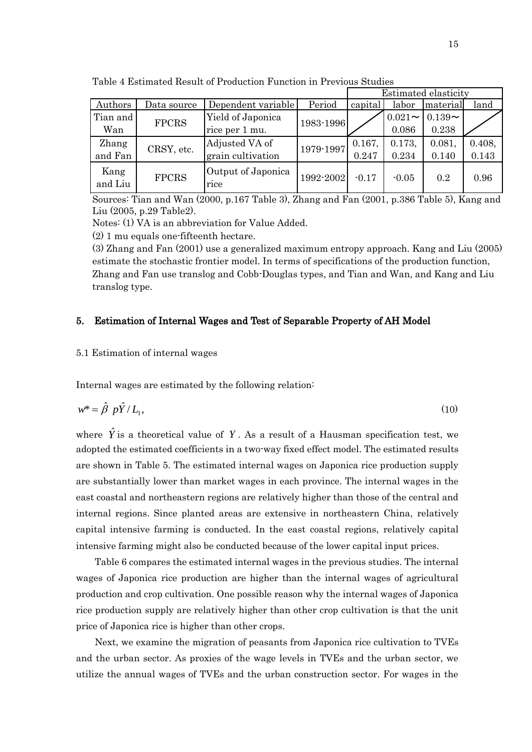Table 4 Estimated Result of Production Function in Previous Studies

| Authors | Data source | Dependent variable | Period | Estimated elasticity | | | |
|---|---|---|---|---|---|---|---|
| | | | | capital | labor | material | land |
| Tian and Wan | FPCRS | Yield of Japonica rice per 1 mu. | 1983-1996 | | 0.021～0.086 | 0.139～0.238 | |
| Zhang and Fan | CRSY, etc. | Adjusted VA of grain cultivation | 1979-1997 | 0.167, 0.247 | 0.173, 0.234 | 0.081, 0.140 | 0.408, 0.143 |
| Kang and Liu | FPCRS | Output of Japonica rice | 1992-2002 | -0.17 | -0.05 | 0.2 | 0.96 |

Sources: Tian and Wan (2000, p.167 Table 3), Zhang and Fan (2001, p.386 Table 5), Kang and Liu (2005, p.29 Table2).

Notes: (1) VA is an abbreviation for Value Added.

(2) 1 mu equals one-fifteenth hectare.

(3) Zhang and Fan (2001) use a generalized maximum entropy approach. Kang and Liu (2005) estimate the stochastic frontier model. In terms of specifications of the production function, Zhang and Fan use translog and Cobb-Douglas types, and Tian and Wan, and Kang and Liu translog type.

## 5. Estimation of Internal Wages and Test of Separable Property of AH Model

### 5.1 Estimation of internal wages

Internal wages are estimated by the following relation:

$$w^* = \hat{\beta}\ p\hat{Y} / L_1, \tag{10}$$

where $\hat{Y}$ is a theoretical value of $Y$. As a result of a Hausman specification test, we adopted the estimated coefficients in a two-way fixed effect model. The estimated results are shown in Table 5. The estimated internal wages on Japonica rice production supply are substantially lower than market wages in each province. The internal wages in the east coastal and northeastern regions are relatively higher than those of the central and internal regions. Since planted areas are extensive in northeastern China, relatively capital intensive farming is conducted. In the east coastal regions, relatively capital intensive farming might also be conducted because of the lower capital input prices.

Table 6 compares the estimated internal wages in the previous studies. The internal wages of Japonica rice production are higher than the internal wages of agricultural production and crop cultivation. One possible reason why the internal wages of Japonica rice production supply are relatively higher than other crop cultivation is that the unit price of Japonica rice is higher than other crops.

Next, we examine the migration of peasants from Japonica rice cultivation to TVEs and the urban sector. As proxies of the wage levels in TVEs and the urban sector, we utilize the annual wages of TVEs and the urban construction sector. For wages in the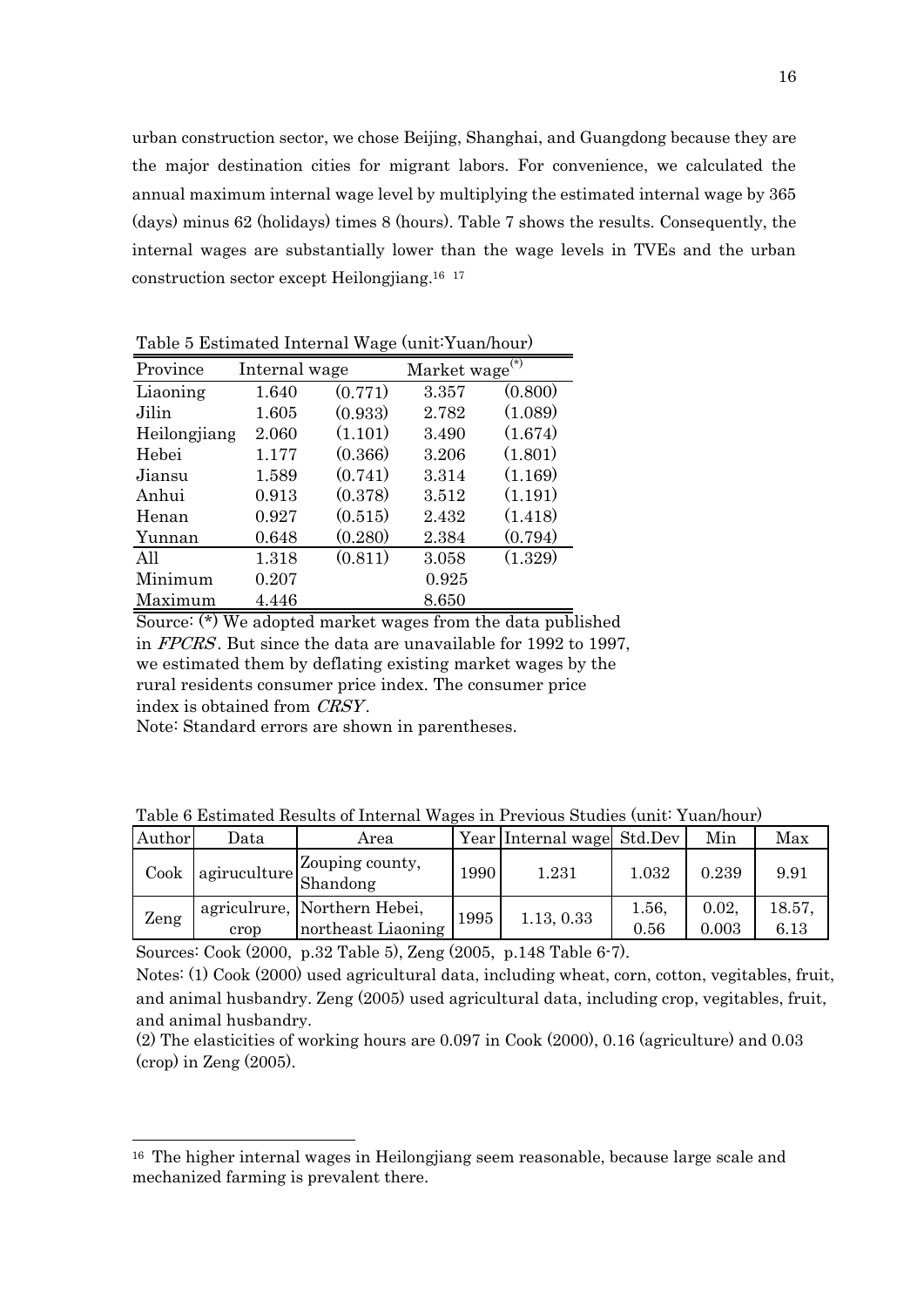urban construction sector, we chose Beijing, Shanghai, and Guangdong because they are the major destination cities for migrant labors. For convenience, we calculated the annual maximum internal wage level by multiplying the estimated internal wage by 365 (days) minus 62 (holidays) times 8 (hours). Table 7 shows the results. Consequently, the internal wages are substantially lower than the wage levels in TVEs and the urban construction sector except Heilongjiang.[16] [17]

Table 5 Estimated Internal Wage (unit:Yuan/hour)

| Province | Internal wage | | Market wage(*) | |
|---|---|---|---|---|
| Liaoning | 1.640 | (0.771) | 3.357 | (0.800) |
| Jilin | 1.605 | (0.933) | 2.782 | (1.089) |
| Heilongjiang | 2.060 | (1.101) | 3.490 | (1.674) |
| Hebei | 1.177 | (0.366) | 3.206 | (1.801) |
| Jiansu | 1.589 | (0.741) | 3.314 | (1.169) |
| Anhui | 0.913 | (0.378) | 3.512 | (1.191) |
| Henan | 0.927 | (0.515) | 2.432 | (1.418) |
| Yunnan | 0.648 | (0.280) | 2.384 | (0.794) |
| All | 1.318 | (0.811) | 3.058 | (1.329) |
| Minimum | 0.207 | | 0.925 | |
| Maximum | 4.446 | | 8.650 | |

Source: (*) We adopted market wages from the data published in *FPCRS*. But since the data are unavailable for 1992 to 1997, we estimated them by deflating existing market wages by the rural residents consumer price index. The consumer price index is obtained from *CRSY*.

Note: Standard errors are shown in parentheses.

Table 6 Estimated Results of Internal Wages in Previous Studies (unit: Yuan/hour)

| Author | Data | Area | Year | Internal wage | Std.Dev | Min | Max |
|---|---|---|---|---|---|---|---|
| Cook | agiruculture | Zouping county, Shandong | 1990 | 1.231 | 1.032 | 0.239 | 9.91 |
| Zeng | agriculrure, crop | Northern Hebei, northeast Liaoning | 1995 | 1.13, 0.33 | 1.56, 0.56 | 0.02, 0.003 | 18.57, 6.13 |

Sources: Cook (2000, p.32 Table 5), Zeng (2005, p.148 Table 6-7).

Notes: (1) Cook (2000) used agricultural data, including wheat, corn, cotton, vegitables, fruit, and animal husbandry. Zeng (2005) used agricultural data, including crop, vegitables, fruit, and animal husbandry.

(2) The elasticities of working hours are 0.097 in Cook (2000), 0.16 (agriculture) and 0.03 (crop) in Zeng (2005).

---

[16] The higher internal wages in Heilongjiang seem reasonable, because large scale and mechanized farming is prevalent there.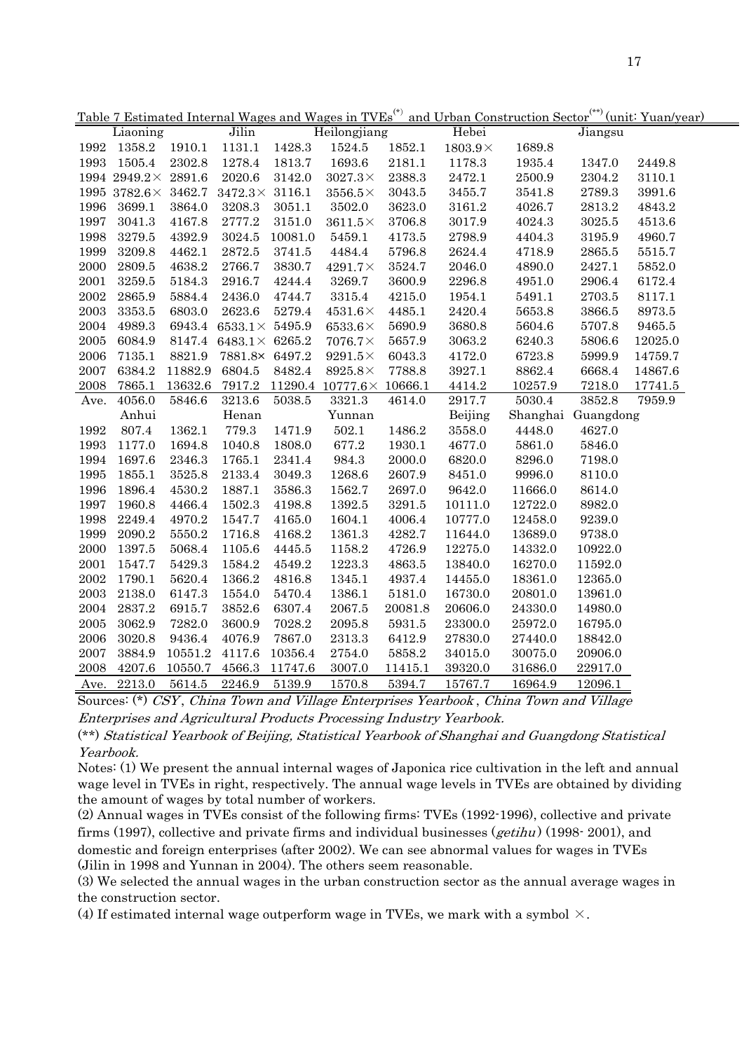Table 7 Estimated Internal Wages and Wages in TVEs[(*)] and Urban Construction Sector[(**)] (unit: Yuan/year)

| | Liaoning | | Jilin | | Heilongjiang | | Hebei | | Jiangsu | |
|---|---|---|---|---|---|---|---|---|---|---|
| 1992 | 1358.2 | 1910.1 | 1131.1 | 1428.3 | 1524.5 | 1852.1 | 1803.9× | 1689.8 | | |
| 1993 | 1505.4 | 2302.8 | 1278.4 | 1813.7 | 1693.6 | 2181.1 | 1178.3 | 1935.4 | 1347.0 | 2449.8 |
| 1994 | 2949.2× | 2891.6 | 2020.6 | 3142.0 | 3027.3× | 2388.3 | 2472.1 | 2500.9 | 2304.2 | 3110.1 |
| 1995 | 3782.6× | 3462.7 | 3472.3× | 3116.1 | 3556.5× | 3043.5 | 3455.7 | 3541.8 | 2789.3 | 3991.6 |
| 1996 | 3699.1 | 3864.0 | 3208.3 | 3051.1 | 3502.0 | 3623.0 | 3161.2 | 4026.7 | 2813.2 | 4843.2 |
| 1997 | 3041.3 | 4167.8 | 2777.2 | 3151.0 | 3611.5× | 3706.8 | 3017.9 | 4024.3 | 3025.5 | 4513.6 |
| 1998 | 3279.5 | 4392.9 | 3024.5 | 10081.0 | 5459.1 | 4173.5 | 2798.9 | 4404.3 | 3195.9 | 4960.7 |
| 1999 | 3209.8 | 4462.1 | 2872.5 | 3741.5 | 4484.4 | 5796.8 | 2624.4 | 4718.9 | 2865.5 | 5515.7 |
| 2000 | 2809.5 | 4638.2 | 2766.7 | 3830.7 | 4291.7× | 3524.7 | 2046.0 | 4890.0 | 2427.1 | 5852.0 |
| 2001 | 3259.5 | 5184.3 | 2916.7 | 4244.4 | 3269.7 | 3600.9 | 2296.8 | 4951.0 | 2906.4 | 6172.4 |
| 2002 | 2865.9 | 5884.4 | 2436.0 | 4744.7 | 3315.4 | 4215.0 | 1954.1 | 5491.1 | 2703.5 | 8117.1 |
| 2003 | 3353.5 | 6803.0 | 2623.6 | 5279.4 | 4531.6× | 4485.1 | 2420.4 | 5653.8 | 3866.5 | 8973.5 |
| 2004 | 4989.3 | 6943.4 | 6533.1× | 5495.9 | 6533.6× | 5690.9 | 3680.8 | 5604.6 | 5707.8 | 9465.5 |
| 2005 | 6084.9 | 8147.4 | 6483.1× | 6265.2 | 7076.7× | 5657.9 | 3063.2 | 6240.3 | 5806.6 | 12025.0 |
| 2006 | 7135.1 | 8821.9 | 7881.8× | 6497.2 | 9291.5× | 6043.3 | 4172.0 | 6723.8 | 5999.9 | 14759.7 |
| 2007 | 6384.2 | 11882.9 | 6804.5 | 8482.4 | 8925.8× | 7788.8 | 3927.1 | 8862.4 | 6668.4 | 14867.6 |
| 2008 | 7865.1 | 13632.6 | 7917.2 | 11290.4 | 10777.6× | 10666.1 | 4414.2 | 10257.9 | 7218.0 | 17741.5 |
| Ave. | 4056.0 | 5846.6 | 3213.6 | 5038.5 | 3321.3 | 4614.0 | 2917.7 | 5030.4 | 3852.8 | 7959.9 |

| | Anhui | | Henan | | Yunnan | | Beijing | Shanghai | Guangdong |
|---|---|---|---|---|---|---|---|---|---|
| 1992 | 807.4 | 1362.1 | 779.3 | 1471.9 | 502.1 | 1486.2 | 3558.0 | 4448.0 | 4627.0 |
| 1993 | 1177.0 | 1694.8 | 1040.8 | 1808.0 | 677.2 | 1930.1 | 4677.0 | 5861.0 | 5846.0 |
| 1994 | 1697.6 | 2346.3 | 1765.1 | 2341.4 | 984.3 | 2000.0 | 6820.0 | 8296.0 | 7198.0 |
| 1995 | 1855.1 | 3525.8 | 2133.4 | 3049.3 | 1268.6 | 2607.9 | 8451.0 | 9996.0 | 8110.0 |
| 1996 | 1896.4 | 4530.2 | 1887.1 | 3586.3 | 1562.7 | 2697.0 | 9642.0 | 11666.0 | 8614.0 |
| 1997 | 1960.8 | 4466.4 | 1502.3 | 4198.8 | 1392.5 | 3291.5 | 10111.0 | 12722.0 | 8982.0 |
| 1998 | 2249.4 | 4970.2 | 1547.7 | 4165.0 | 1604.1 | 4006.4 | 10777.0 | 12458.0 | 9239.0 |
| 1999 | 2090.2 | 5550.2 | 1716.8 | 4168.2 | 1361.3 | 4282.7 | 11644.0 | 13689.0 | 9738.0 |
| 2000 | 1397.5 | 5068.4 | 1105.6 | 4445.5 | 1158.2 | 4726.9 | 12275.0 | 14332.0 | 10922.0 |
| 2001 | 1547.7 | 5429.3 | 1584.2 | 4549.2 | 1223.3 | 4863.5 | 13840.0 | 16270.0 | 11592.0 |
| 2002 | 1790.1 | 5620.4 | 1366.2 | 4816.8 | 1345.1 | 4937.4 | 14455.0 | 18361.0 | 12365.0 |
| 2003 | 2138.0 | 6147.3 | 1554.0 | 5470.4 | 1386.1 | 5181.0 | 16730.0 | 20801.0 | 13961.0 |
| 2004 | 2837.2 | 6915.7 | 3852.6 | 6307.4 | 2067.5 | 20081.8 | 20606.0 | 24330.0 | 14980.0 |
| 2005 | 3062.9 | 7282.0 | 3600.9 | 7028.2 | 2095.8 | 5931.5 | 23300.0 | 25972.0 | 16795.0 |
| 2006 | 3020.8 | 9436.4 | 4076.9 | 7867.0 | 2313.3 | 6412.9 | 27830.0 | 27440.0 | 18842.0 |
| 2007 | 3884.9 | 10551.2 | 4117.6 | 10356.4 | 2754.0 | 5858.2 | 34015.0 | 30075.0 | 20906.0 |
| 2008 | 4207.6 | 10550.7 | 4566.3 | 11747.6 | 3007.0 | 11415.1 | 39320.0 | 31686.0 | 22917.0 |
| Ave. | 2213.0 | 5614.5 | 2246.9 | 5139.9 | 1570.8 | 5394.7 | 15767.7 | 16964.9 | 12096.1 |

Sources: (*) *CSY*, *China Town and Village Enterprises Yearbook*, *China Town and Village Enterprises and Agricultural Products Processing Industry Yearbook.*

(**) *Statistical Yearbook of Beijing, Statistical Yearbook of Shanghai and Guangdong Statistical Yearbook.*

Notes: (1) We present the annual internal wages of Japonica rice cultivation in the left and annual wage level in TVEs in right, respectively. The annual wage levels in TVEs are obtained by dividing the amount of wages by total number of workers.

(2) Annual wages in TVEs consist of the following firms: TVEs (1992-1996), collective and private firms (1997), collective and private firms and individual businesses (*getihu*) (1998- 2001), and domestic and foreign enterprises (after 2002). We can see abnormal values for wages in TVEs (Jilin in 1998 and Yunnan in 2004). The others seem reasonable.

(3) We selected the annual wages in the urban construction sector as the annual average wages in the construction sector.

(4) If estimated internal wage outperform wage in TVEs, we mark with a symbol ×.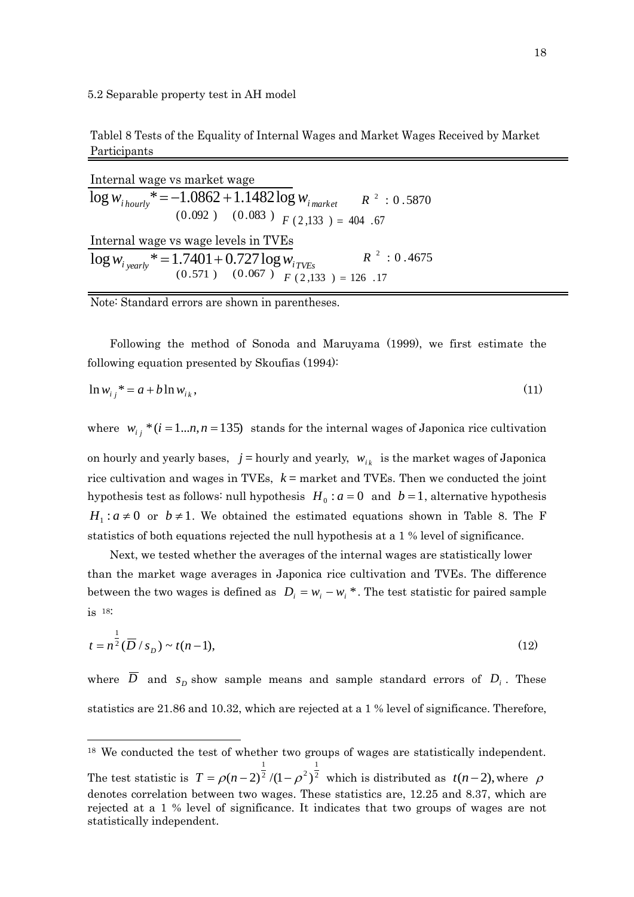5.2 Separable property test in AH model

Tablel 8 Tests of the Equality of Internal Wages and Market Wages Received by Market Participants

Internal wage vs market wage

$$\log w_{i\,hourly}{}^{*} = \underset{(0.092)}{-1.0862} + \underset{(0.083)}{1.1482}\log w_{i\,market} \qquad R^2: 0.5870 \quad F(2,133) = 404.67$$

Internal wage vs wage levels in TVEs

$$\log w_{i\,yearly}{}^{*} = \underset{(0.571)}{1.7401} + \underset{(0.067)}{0.727}\log w_{i\,TVEs} \qquad R^2: 0.4675 \quad F(2,133) = 126.17$$

Note: Standard errors are shown in parentheses.

Following the method of Sonoda and Maruyama (1999), we first estimate the following equation presented by Skoufias (1994):

$$\ln w_{ij}{}^{*} = a + b \ln w_{ik}, \tag{11}$$

where $w_{ij}{}^{*}(i = 1...n, n = 135)$ stands for the internal wages of Japonica rice cultivation on hourly and yearly bases, $j$ = hourly and yearly, $w_{ik}$ is the market wages of Japonica rice cultivation and wages in TVEs, $k$ = market and TVEs. Then we conducted the joint hypothesis test as follows: null hypothesis $H_0 : a = 0$ and $b = 1$, alternative hypothesis $H_1 : a \neq 0$ or $b \neq 1$. We obtained the estimated equations shown in Table 8. The F statistics of both equations rejected the null hypothesis at a 1 % level of significance.

Next, we tested whether the averages of the internal wages are statistically lower than the market wage averages in Japonica rice cultivation and TVEs. The difference between the two wages is defined as $D_i = w_i - w_i{}^{*}$. The test statistic for paired sample is [18]:

$$t = n^{\frac{1}{2}}(\overline{D} / s_D) \sim t(n-1), \tag{12}$$

where $\overline{D}$ and $s_D$ show sample means and sample standard errors of $D_i$. These statistics are 21.86 and 10.32, which are rejected at a 1 % level of significance. Therefore,

[18] We conducted the test of whether two groups of wages are statistically independent. The test statistic is $T = \rho(n-2)^{\frac{1}{2}} / (1-\rho^2)^{\frac{1}{2}}$ which is distributed as $t(n-2)$, where $\rho$ denotes correlation between two wages. These statistics are, 12.25 and 8.37, which are rejected at a 1 % level of significance. It indicates that two groups of wages are not statistically independent.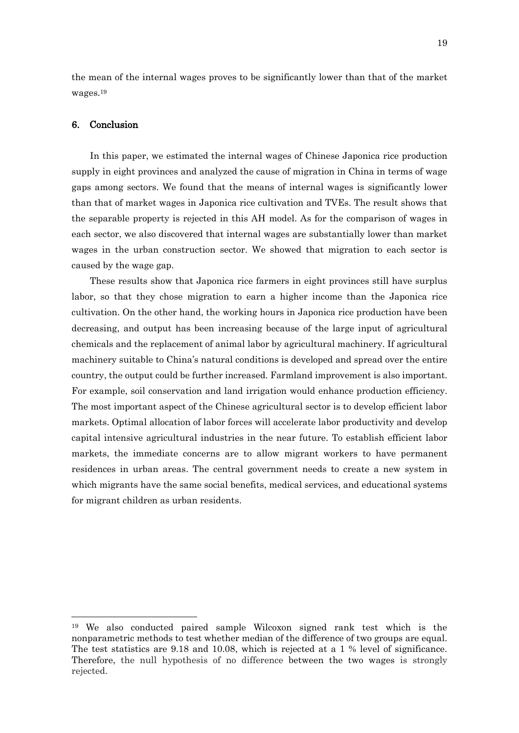the mean of the internal wages proves to be significantly lower than that of the market wages.[19]

## 6. Conclusion

In this paper, we estimated the internal wages of Chinese Japonica rice production supply in eight provinces and analyzed the cause of migration in China in terms of wage gaps among sectors. We found that the means of internal wages is significantly lower than that of market wages in Japonica rice cultivation and TVEs. The result shows that the separable property is rejected in this AH model. As for the comparison of wages in each sector, we also discovered that internal wages are substantially lower than market wages in the urban construction sector. We showed that migration to each sector is caused by the wage gap.

These results show that Japonica rice farmers in eight provinces still have surplus labor, so that they chose migration to earn a higher income than the Japonica rice cultivation. On the other hand, the working hours in Japonica rice production have been decreasing, and output has been increasing because of the large input of agricultural chemicals and the replacement of animal labor by agricultural machinery. If agricultural machinery suitable to China's natural conditions is developed and spread over the entire country, the output could be further increased. Farmland improvement is also important. For example, soil conservation and land irrigation would enhance production efficiency. The most important aspect of the Chinese agricultural sector is to develop efficient labor markets. Optimal allocation of labor forces will accelerate labor productivity and develop capital intensive agricultural industries in the near future. To establish efficient labor markets, the immediate concerns are to allow migrant workers to have permanent residences in urban areas. The central government needs to create a new system in which migrants have the same social benefits, medical services, and educational systems for migrant children as urban residents.

---

[19] We also conducted paired sample Wilcoxon signed rank test which is the nonparametric methods to test whether median of the difference of two groups are equal. The test statistics are 9.18 and 10.08, which is rejected at a 1 % level of significance. Therefore, the null hypothesis of no difference between the two wages is strongly rejected.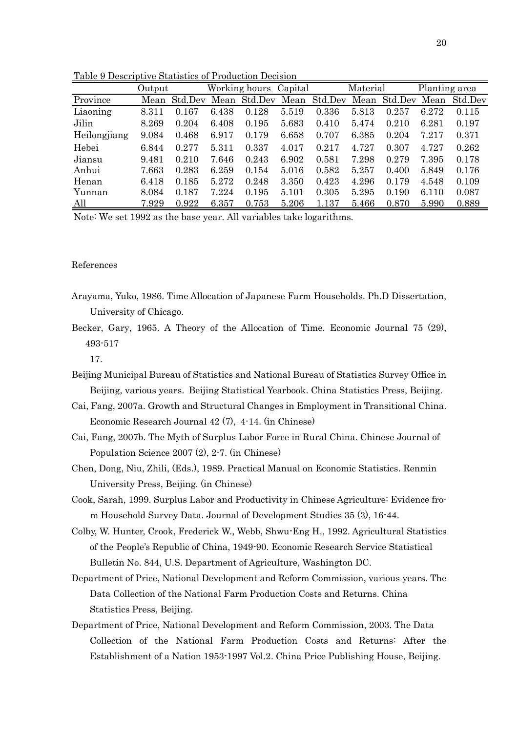Table 9 Descriptive Statistics of Production Decision

| | Output | | Working hours | | Capital | | Material | | Planting area | |
|---|---|---|---|---|---|---|---|---|---|---|
| Province | Mean | Std.Dev | Mean | Std.Dev | Mean | Std.Dev | Mean | Std.Dev | Mean | Std.Dev |
| Liaoning | 8.311 | 0.167 | 6.438 | 0.128 | 5.519 | 0.336 | 5.813 | 0.257 | 6.272 | 0.115 |
| Jilin | 8.269 | 0.204 | 6.408 | 0.195 | 5.683 | 0.410 | 5.474 | 0.210 | 6.281 | 0.197 |
| Heilongjiang | 9.084 | 0.468 | 6.917 | 0.179 | 6.658 | 0.707 | 6.385 | 0.204 | 7.217 | 0.371 |
| Hebei | 6.844 | 0.277 | 5.311 | 0.337 | 4.017 | 0.217 | 4.727 | 0.307 | 4.727 | 0.262 |
| Jiansu | 9.481 | 0.210 | 7.646 | 0.243 | 6.902 | 0.581 | 7.298 | 0.279 | 7.395 | 0.178 |
| Anhui | 7.663 | 0.283 | 6.259 | 0.154 | 5.016 | 0.582 | 5.257 | 0.400 | 5.849 | 0.176 |
| Henan | 6.418 | 0.185 | 5.272 | 0.248 | 3.350 | 0.423 | 4.296 | 0.179 | 4.548 | 0.109 |
| Yunnan | 8.084 | 0.187 | 7.224 | 0.195 | 5.101 | 0.305 | 5.295 | 0.190 | 6.110 | 0.087 |
| All | 7.929 | 0.922 | 6.357 | 0.753 | 5.206 | 1.137 | 5.466 | 0.870 | 5.990 | 0.889 |

Note: We set 1992 as the base year. All variables take logarithms.

## References

Arayama, Yuko, 1986. Time Allocation of Japanese Farm Households. Ph.D Dissertation, University of Chicago.

Becker, Gary, 1965. A Theory of the Allocation of Time. Economic Journal 75 (29), 493-517

17.

Beijing Municipal Bureau of Statistics and National Bureau of Statistics Survey Office in Beijing, various years. Beijing Statistical Yearbook. China Statistics Press, Beijing.

Cai, Fang, 2007a. Growth and Structural Changes in Employment in Transitional China. Economic Research Journal 42 (7), 4-14. (in Chinese)

Cai, Fang, 2007b. The Myth of Surplus Labor Force in Rural China. Chinese Journal of Population Science 2007 (2), 2-7. (in Chinese)

Chen, Dong, Niu, Zhili, (Eds.), 1989. Practical Manual on Economic Statistics. Renmin University Press, Beijing. (in Chinese)

Cook, Sarah, 1999. Surplus Labor and Productivity in Chinese Agriculture: Evidence from Household Survey Data. Journal of Development Studies 35 (3), 16-44.

Colby, W. Hunter, Crook, Frederick W., Webb, Shwu-Eng H., 1992. Agricultural Statistics of the People's Republic of China, 1949-90. Economic Research Service Statistical Bulletin No. 844, U.S. Department of Agriculture, Washington DC.

Department of Price, National Development and Reform Commission, various years. The Data Collection of the National Farm Production Costs and Returns. China Statistics Press, Beijing.

Department of Price, National Development and Reform Commission, 2003. The Data Collection of the National Farm Production Costs and Returns: After the Establishment of a Nation 1953-1997 Vol.2. China Price Publishing House, Beijing.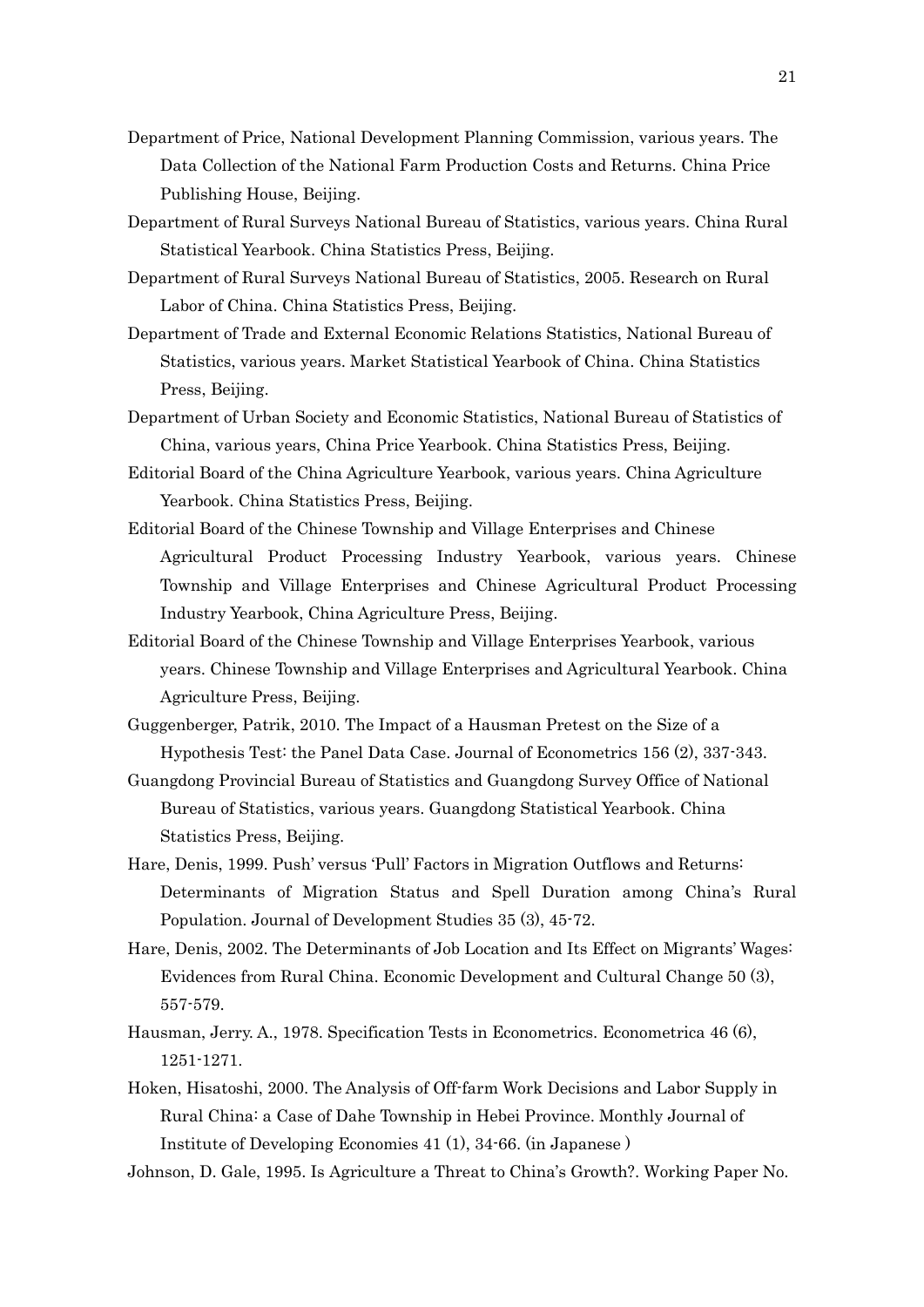Department of Price, National Development Planning Commission, various years. The Data Collection of the National Farm Production Costs and Returns. China Price Publishing House, Beijing.

Department of Rural Surveys National Bureau of Statistics, various years. China Rural Statistical Yearbook. China Statistics Press, Beijing.

Department of Rural Surveys National Bureau of Statistics, 2005. Research on Rural Labor of China. China Statistics Press, Beijing.

Department of Trade and External Economic Relations Statistics, National Bureau of Statistics, various years. Market Statistical Yearbook of China. China Statistics Press, Beijing.

Department of Urban Society and Economic Statistics, National Bureau of Statistics of China, various years, China Price Yearbook. China Statistics Press, Beijing.

Editorial Board of the China Agriculture Yearbook, various years. China Agriculture Yearbook. China Statistics Press, Beijing.

Editorial Board of the Chinese Township and Village Enterprises and Chinese Agricultural Product Processing Industry Yearbook, various years. Chinese Township and Village Enterprises and Chinese Agricultural Product Processing Industry Yearbook, China Agriculture Press, Beijing.

Editorial Board of the Chinese Township and Village Enterprises Yearbook, various years. Chinese Township and Village Enterprises and Agricultural Yearbook. China Agriculture Press, Beijing.

Guggenberger, Patrik, 2010. The Impact of a Hausman Pretest on the Size of a Hypothesis Test: the Panel Data Case. Journal of Econometrics 156 (2), 337-343.

Guangdong Provincial Bureau of Statistics and Guangdong Survey Office of National Bureau of Statistics, various years. Guangdong Statistical Yearbook. China Statistics Press, Beijing.

Hare, Denis, 1999. Push' versus 'Pull' Factors in Migration Outflows and Returns: Determinants of Migration Status and Spell Duration among China's Rural Population. Journal of Development Studies 35 (3), 45-72.

Hare, Denis, 2002. The Determinants of Job Location and Its Effect on Migrants' Wages: Evidences from Rural China. Economic Development and Cultural Change 50 (3), 557-579.

Hausman, Jerry. A., 1978. Specification Tests in Econometrics. Econometrica 46 (6), 1251-1271.

Hoken, Hisatoshi, 2000. The Analysis of Off-farm Work Decisions and Labor Supply in Rural China: a Case of Dahe Township in Hebei Province. Monthly Journal of Institute of Developing Economies 41 (1), 34-66. (in Japanese )

Johnson, D. Gale, 1995. Is Agriculture a Threat to China's Growth?. Working Paper No.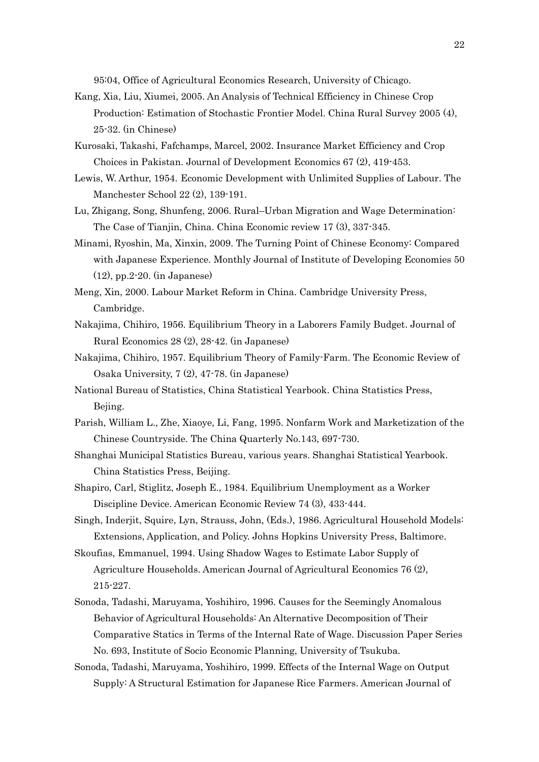95:04, Office of Agricultural Economics Research, University of Chicago.

Kang, Xia, Liu, Xiumei, 2005. An Analysis of Technical Efficiency in Chinese Crop Production: Estimation of Stochastic Frontier Model. China Rural Survey 2005 (4), 25-32. (in Chinese)

Kurosaki, Takashi, Fafchamps, Marcel, 2002. Insurance Market Efficiency and Crop Choices in Pakistan. Journal of Development Economics 67 (2), 419-453.

Lewis, W. Arthur, 1954. Economic Development with Unlimited Supplies of Labour. The Manchester School 22 (2), 139-191.

Lu, Zhigang, Song, Shunfeng, 2006. Rural–Urban Migration and Wage Determination: The Case of Tianjin, China. China Economic review 17 (3), 337-345.

Minami, Ryoshin, Ma, Xinxin, 2009. The Turning Point of Chinese Economy: Compared with Japanese Experience. Monthly Journal of Institute of Developing Economies 50 (12), pp.2-20. (in Japanese)

Meng, Xin, 2000. Labour Market Reform in China. Cambridge University Press, Cambridge.

Nakajima, Chihiro, 1956. Equilibrium Theory in a Laborers Family Budget. Journal of Rural Economics 28 (2), 28-42. (in Japanese)

Nakajima, Chihiro, 1957. Equilibrium Theory of Family-Farm. The Economic Review of Osaka University, 7 (2), 47-78. (in Japanese)

National Bureau of Statistics, China Statistical Yearbook. China Statistics Press, Bejing.

Parish, William L., Zhe, Xiaoye, Li, Fang, 1995. Nonfarm Work and Marketization of the Chinese Countryside. The China Quarterly No.143, 697-730.

Shanghai Municipal Statistics Bureau, various years. Shanghai Statistical Yearbook. China Statistics Press, Beijing.

Shapiro, Carl, Stiglitz, Joseph E., 1984. Equilibrium Unemployment as a Worker Discipline Device. American Economic Review 74 (3), 433-444.

Singh, Inderjit, Squire, Lyn, Strauss, John, (Eds.), 1986. Agricultural Household Models: Extensions, Application, and Policy. Johns Hopkins University Press, Baltimore.

Skoufias, Emmanuel, 1994. Using Shadow Wages to Estimate Labor Supply of Agriculture Households. American Journal of Agricultural Economics 76 (2), 215-227.

Sonoda, Tadashi, Maruyama, Yoshihiro, 1996. Causes for the Seemingly Anomalous Behavior of Agricultural Households: An Alternative Decomposition of Their Comparative Statics in Terms of the Internal Rate of Wage. Discussion Paper Series No. 693, Institute of Socio Economic Planning, University of Tsukuba.

Sonoda, Tadashi, Maruyama, Yoshihiro, 1999. Effects of the Internal Wage on Output Supply: A Structural Estimation for Japanese Rice Farmers. American Journal of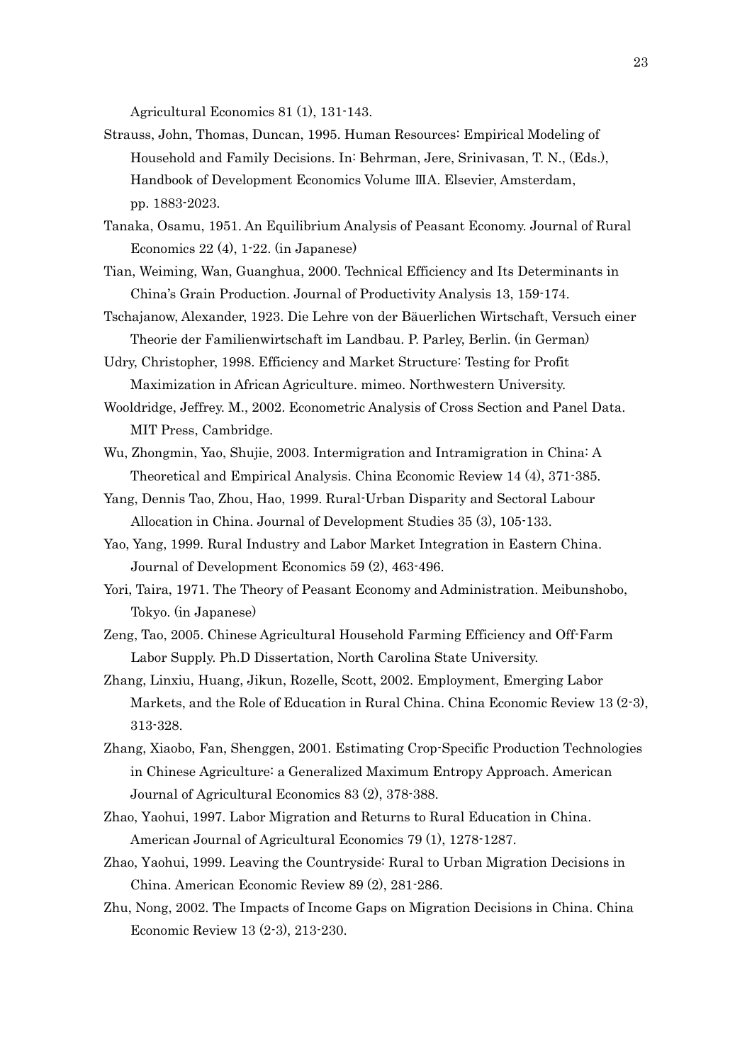Agricultural Economics 81 (1), 131-143.

Strauss, John, Thomas, Duncan, 1995. Human Resources: Empirical Modeling of Household and Family Decisions. In: Behrman, Jere, Srinivasan, T. N., (Eds.), Handbook of Development Economics Volume ⅢA. Elsevier, Amsterdam, pp. 1883-2023.

Tanaka, Osamu, 1951. An Equilibrium Analysis of Peasant Economy. Journal of Rural Economics 22 (4), 1-22. (in Japanese)

Tian, Weiming, Wan, Guanghua, 2000. Technical Efficiency and Its Determinants in China's Grain Production. Journal of Productivity Analysis 13, 159-174.

Tschajanow, Alexander, 1923. Die Lehre von der Bäuerlichen Wirtschaft, Versuch einer Theorie der Familienwirtschaft im Landbau. P. Parley, Berlin. (in German)

Udry, Christopher, 1998. Efficiency and Market Structure: Testing for Profit Maximization in African Agriculture. mimeo. Northwestern University.

Wooldridge, Jeffrey. M., 2002. Econometric Analysis of Cross Section and Panel Data. MIT Press, Cambridge.

Wu, Zhongmin, Yao, Shujie, 2003. Intermigration and Intramigration in China: A Theoretical and Empirical Analysis. China Economic Review 14 (4), 371-385.

Yang, Dennis Tao, Zhou, Hao, 1999. Rural-Urban Disparity and Sectoral Labour Allocation in China. Journal of Development Studies 35 (3), 105-133.

Yao, Yang, 1999. Rural Industry and Labor Market Integration in Eastern China. Journal of Development Economics 59 (2), 463-496.

Yori, Taira, 1971. The Theory of Peasant Economy and Administration. Meibunshobo, Tokyo. (in Japanese)

Zeng, Tao, 2005. Chinese Agricultural Household Farming Efficiency and Off-Farm Labor Supply. Ph.D Dissertation, North Carolina State University.

Zhang, Linxiu, Huang, Jikun, Rozelle, Scott, 2002. Employment, Emerging Labor Markets, and the Role of Education in Rural China. China Economic Review 13 (2-3), 313-328.

Zhang, Xiaobo, Fan, Shenggen, 2001. Estimating Crop-Specific Production Technologies in Chinese Agriculture: a Generalized Maximum Entropy Approach. American Journal of Agricultural Economics 83 (2), 378-388.

Zhao, Yaohui, 1997. Labor Migration and Returns to Rural Education in China. American Journal of Agricultural Economics 79 (1), 1278-1287.

Zhao, Yaohui, 1999. Leaving the Countryside: Rural to Urban Migration Decisions in China. American Economic Review 89 (2), 281-286.

Zhu, Nong, 2002. The Impacts of Income Gaps on Migration Decisions in China. China Economic Review 13 (2-3), 213-230.